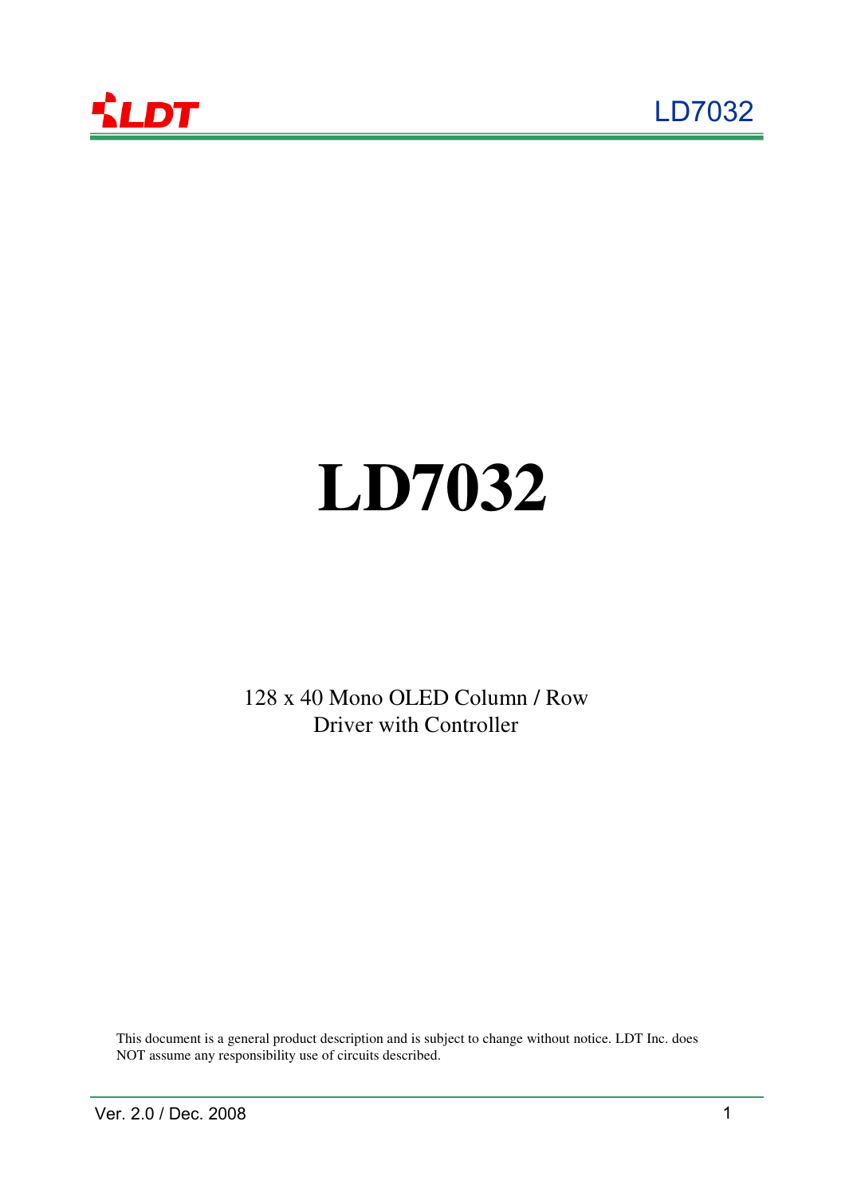# LD7032

128 x 40 Mono OLED Column / Row
Driver with Controller

This document is a general product description and is subject to change without notice. LDT Inc. does NOT assume any responsibility use of circuits described.

Ver. 2.0 / Dec. 2008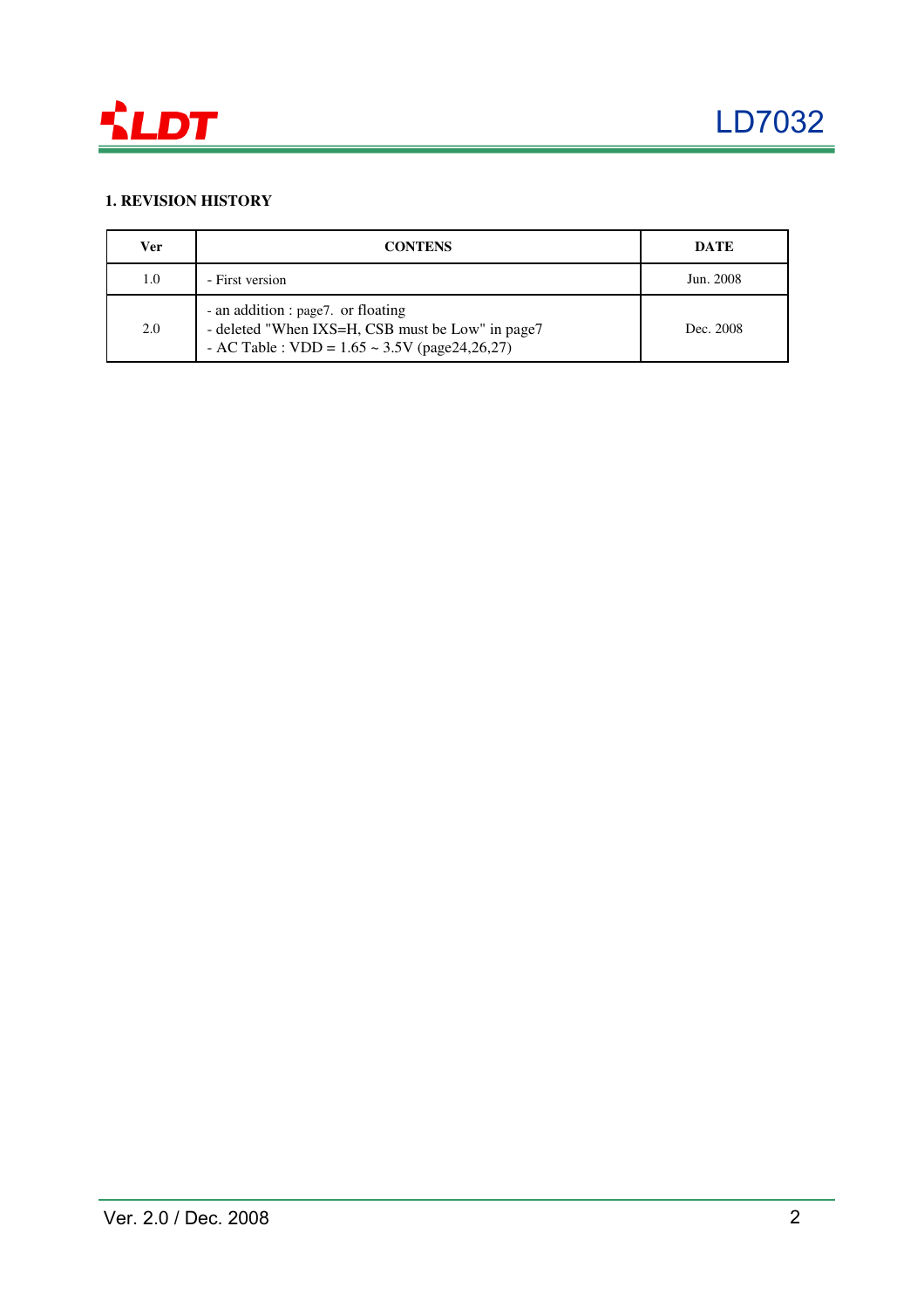## 1. REVISION HISTORY

| Ver | CONTENS | DATE |
|---|---|---|
| 1.0 | - First version | Jun. 2008 |
| 2.0 | - an addition : page7. or floating<br>- deleted "When IXS=H, CSB must be Low" in page7<br>- AC Table : VDD = 1.65 ~ 3.5V (page24,26,27) | Dec. 2008 |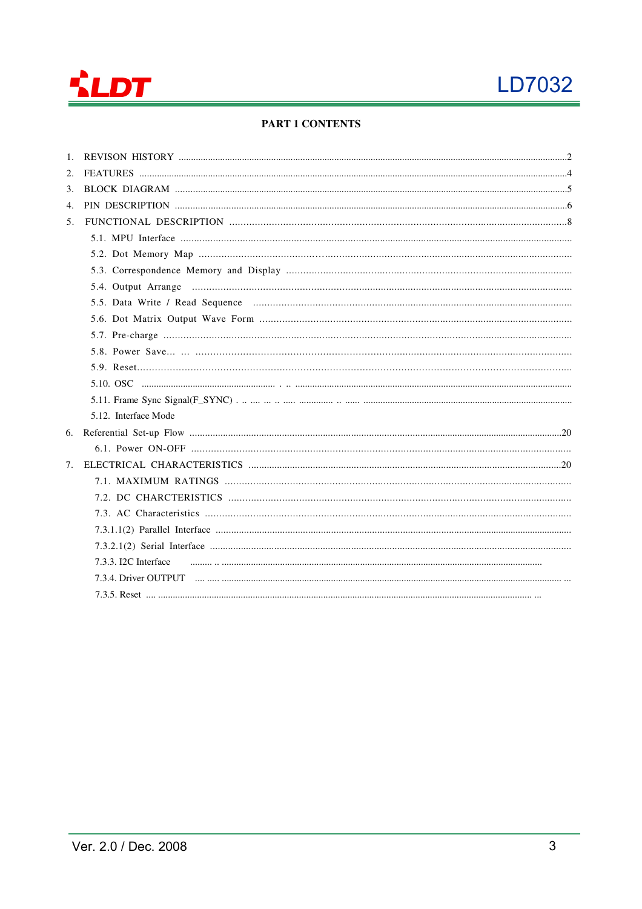# PART 1 CONTENTS

1. REVISON HISTORY ....................................................................................2
2. FEATURES ....................................................................................4
3. BLOCK DIAGRAM ....................................................................................5
4. PIN DESCRIPTION ....................................................................................6
5. FUNCTIONAL DESCRIPTION ....................................................................................8
   - 5.1. MPU Interface ....................................................................................
   - 5.2. Dot Memory Map ....................................................................................
   - 5.3. Correspondence Memory and Display ....................................................................................
   - 5.4. Output Arrange ....................................................................................
   - 5.5. Data Write / Read Sequence ....................................................................................
   - 5.6. Dot Matrix Output Wave Form ....................................................................................
   - 5.7. Pre-charge ....................................................................................
   - 5.8. Power Save... ... ....................................................................................
   - 5.9. Reset....................................................................................
   - 5.10. OSC ....................................................................................
   - 5.11. Frame Sync Signal(F_SYNC) ....................................................................................
   - 5.12. Interface Mode
6. Referential Set-up Flow ....................................................................................20
   - 6.1. Power ON-OFF ....................................................................................
7. ELECTRICAL CHARACTERISTICS ....................................................................................20
   - 7.1. MAXIMUM RATINGS ....................................................................................
   - 7.2. DC CHARCTERISTICS ....................................................................................
   - 7.3. AC Characteristics ....................................................................................
   - 7.3.1.1(2) Parallel Interface ....................................................................................
   - 7.3.2.1(2) Serial Interface ....................................................................................
   - 7.3.3. I2C Interface ....................................................................................
   - 7.3.4. Driver OUTPUT ....................................................................................
   - 7.3.5. Reset ....................................................................................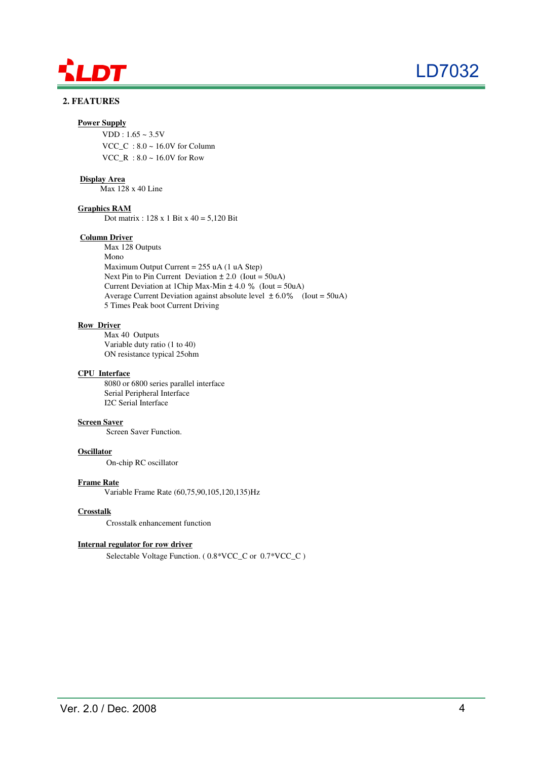## 2. FEATURES

**Power Supply**

VDD : 1.65 ~ 3.5V
VCC_C : 8.0 ~ 16.0V for Column
VCC_R : 8.0 ~ 16.0V for Row

**Display Area**

Max 128 x 40 Line

**Graphics RAM**

Dot matrix : 128 x 1 Bit x 40 = 5,120 Bit

**Column Driver**

Max 128 Outputs
Mono
Maximum Output Current = 255 uA (1 uA Step)
Next Pin to Pin Current Deviation ± 2.0 (Iout = 50uA)
Current Deviation at 1Chip Max-Min ± 4.0 % (Iout = 50uA)
Average Current Deviation against absolute level ± 6.0% (Iout = 50uA)
5 Times Peak boot Current Driving

**Row Driver**

Max 40 Outputs
Variable duty ratio (1 to 40)
ON resistance typical 25ohm

**CPU Interface**

8080 or 6800 series parallel interface
Serial Peripheral Interface
I2C Serial Interface

**Screen Saver**

Screen Saver Function.

**Oscillator**

On-chip RC oscillator

**Frame Rate**

Variable Frame Rate (60,75,90,105,120,135)Hz

**Crosstalk**

Crosstalk enhancement function

**Internal regulator for row driver**

Selectable Voltage Function. ( 0.8*VCC_C or 0.7*VCC_C )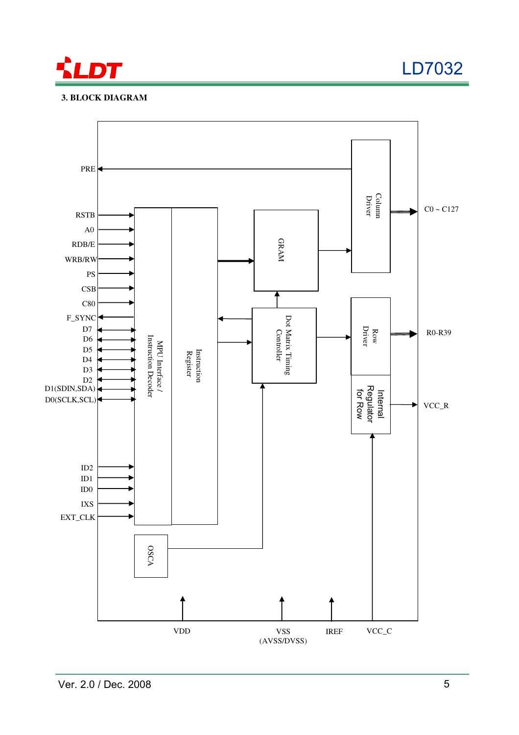### 3. BLOCK DIAGRAM

PRE

RSTB

A0

RDB/E

WRB/RW

PS

CSB

C80

F_SYNC

D7

D6

D5

D4

D3

D2

D1(SDIN,SDA)

D0(SCLK,SCL)

ID2

ID1

ID0

IXS

EXT_CLK

MPU Interface / Instruction Decoder

Instruction Register

GRAM

Dot Matrix Timing Controller

Column Driver

Row Driver

Internal Regulator for Row

OSCA

C0 ~ C127

R0-R39

VCC_R

VDD

VSS (AVSS/DVSS)

IREF

VCC_C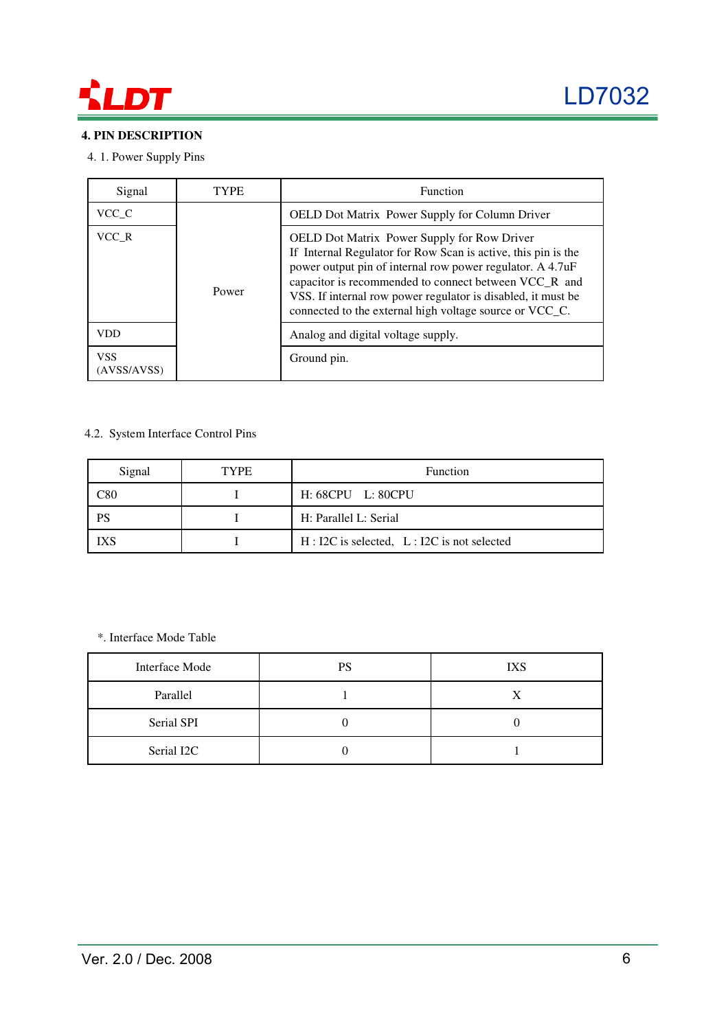## 4. PIN DESCRIPTION

### 4. 1. Power Supply Pins

| Signal | TYPE | Function |
|---|---|---|
| VCC_C | Power | OELD Dot Matrix Power Supply for Column Driver |
| VCC_R | | OELD Dot Matrix Power Supply for Row Driver<br>If Internal Regulator for Row Scan is active, this pin is the power output pin of internal row power regulator. A 4.7uF capacitor is recommended to connect between VCC_R and VSS. If internal row power regulator is disabled, it must be connected to the external high voltage source or VCC_C. |
| VDD | | Analog and digital voltage supply. |
| VSS (AVSS/AVSS) | | Ground pin. |

### 4.2. System Interface Control Pins

| Signal | TYPE | Function |
|---|---|---|
| C80 | I | H: 68CPU L: 80CPU |
| PS | I | H: Parallel L: Serial |
| IXS | I | H : I2C is selected, L : I2C is not selected |

*. Interface Mode Table

| Interface Mode | PS | IXS |
|---|---|---|
| Parallel | 1 | X |
| Serial SPI | 0 | 0 |
| Serial I2C | 0 | 1 |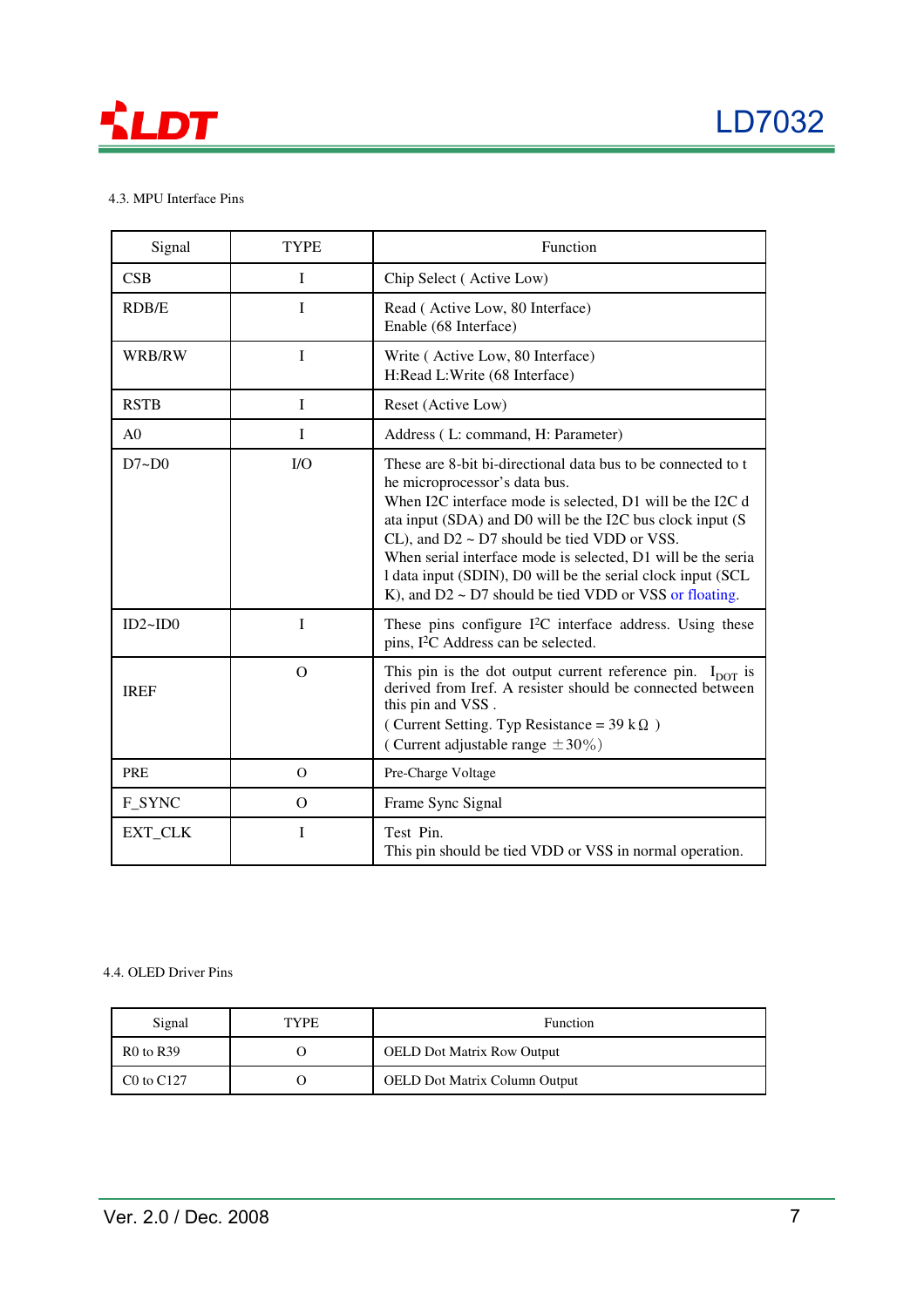### 4.3. MPU Interface Pins

| Signal | TYPE | Function |
|---|---|---|
| CSB | I | Chip Select ( Active Low) |
| RDB/E | I | Read ( Active Low, 80 Interface)<br>Enable (68 Interface) |
| WRB/RW | I | Write ( Active Low, 80 Interface)<br>H:Read L:Write (68 Interface) |
| RSTB | I | Reset (Active Low) |
| A0 | I | Address ( L: command, H: Parameter) |
| D7~D0 | I/O | These are 8-bit bi-directional data bus to be connected to the microprocessor's data bus.<br>When I2C interface mode is selected, D1 will be the I2C data input (SDA) and D0 will be the I2C bus clock input (SCL), and D2 ~ D7 should be tied VDD or VSS.<br>When serial interface mode is selected, D1 will be the serial data input (SDIN), D0 will be the serial clock input (SCLK), and D2 ~ D7 should be tied VDD or VSS or floating. |
| ID2~ID0 | I | These pins configure I²C interface address. Using these pins, I²C Address can be selected. |
| IREF | O | This pin is the dot output current reference pin. $I_{DOT}$ is derived from Iref. A resister should be connected between this pin and VSS .<br>( Current Setting. Typ Resistance = 39 kΩ )<br>( Current adjustable range ±30%) |
| PRE | O | Pre-Charge Voltage |
| F_SYNC | O | Frame Sync Signal |
| EXT_CLK | I | Test Pin.<br>This pin should be tied VDD or VSS in normal operation. |

### 4.4. OLED Driver Pins

| Signal | TYPE | Function |
|---|---|---|
| R0 to R39 | O | OELD Dot Matrix Row Output |
| C0 to C127 | O | OELD Dot Matrix Column Output |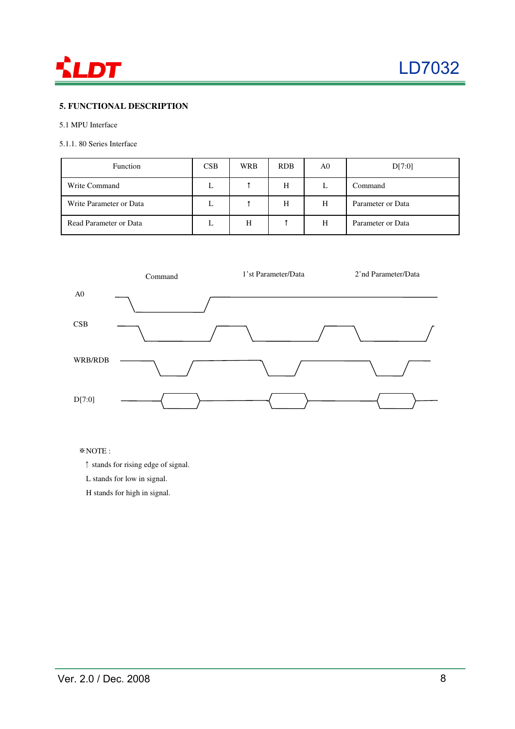## 5. FUNCTIONAL DESCRIPTION

5.1 MPU Interface

5.1.1. 80 Series Interface

| Function | CSB | WRB | RDB | A0 | D[7:0] |
|---|---|---|---|---|---|
| Write Command | L | ↑ | H | L | Command |
| Write Parameter or Data | L | ↑ | H | H | Parameter or Data |
| Read Parameter or Data | L | H | ↑ | H | Parameter or Data |

Command    1'st Parameter/Data    2'nd Parameter/Data

A0

CSB

WRB/RDB

D[7:0]

※NOTE :

↑ stands for rising edge of signal.

L stands for low in signal.

H stands for high in signal.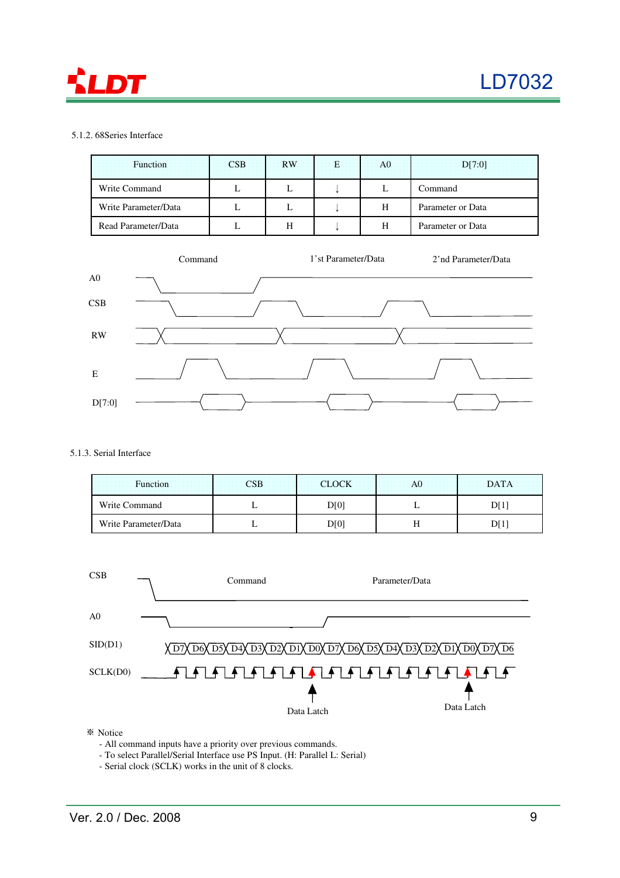5.1.2. 68Series Interface

| Function | CSB | RW | E | A0 | D[7:0] |
|---|---|---|---|---|---|
| Write Command | L | L | ↓ | L | Command |
| Write Parameter/Data | L | L | ↓ | H | Parameter or Data |
| Read Parameter/Data | L | H | ↓ | H | Parameter or Data |

5.1.3. Serial Interface

| Function | CSB | CLOCK | A0 | DATA |
|---|---|---|---|---|
| Write Command | L | D[0] | L | D[1] |
| Write Parameter/Data | L | D[0] | H | D[1] |

※ Notice

- All command inputs have a priority over previous commands.
- To select Parallel/Serial Interface use PS Input. (H: Parallel L: Serial)
- Serial clock (SCLK) works in the unit of 8 clocks.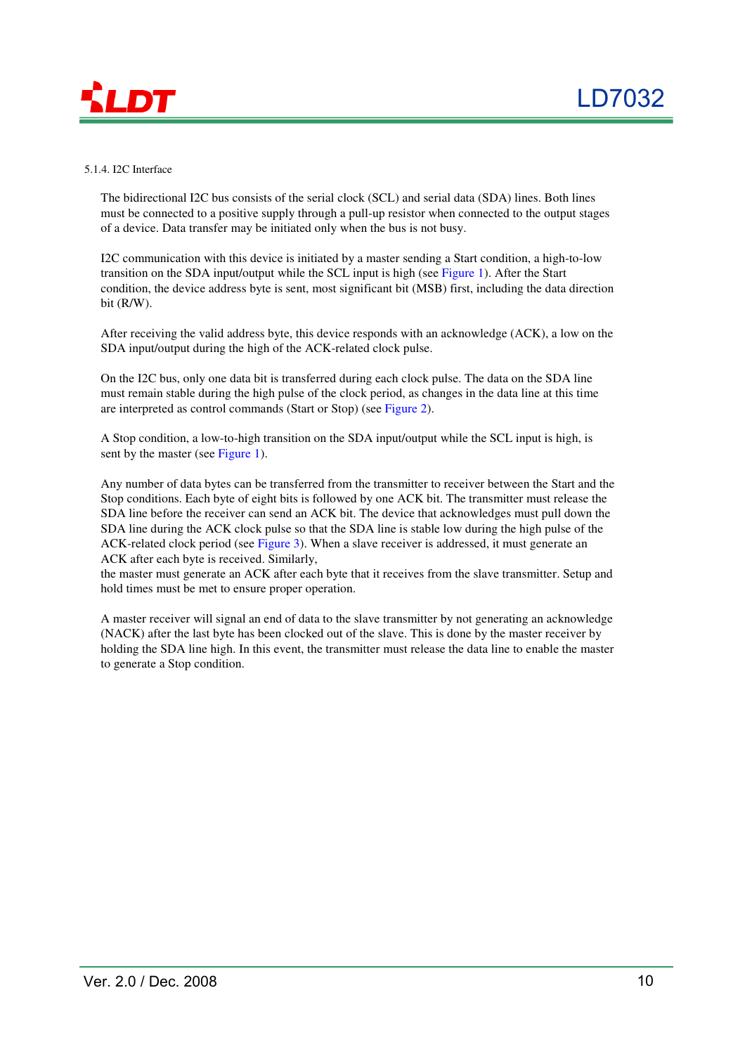#### 5.1.4. I2C Interface

The bidirectional I2C bus consists of the serial clock (SCL) and serial data (SDA) lines. Both lines must be connected to a positive supply through a pull-up resistor when connected to the output stages of a device. Data transfer may be initiated only when the bus is not busy.

I2C communication with this device is initiated by a master sending a Start condition, a high-to-low transition on the SDA input/output while the SCL input is high (see Figure 1). After the Start condition, the device address byte is sent, most significant bit (MSB) first, including the data direction bit (R/W).

After receiving the valid address byte, this device responds with an acknowledge (ACK), a low on the SDA input/output during the high of the ACK-related clock pulse.

On the I2C bus, only one data bit is transferred during each clock pulse. The data on the SDA line must remain stable during the high pulse of the clock period, as changes in the data line at this time are interpreted as control commands (Start or Stop) (see Figure 2).

A Stop condition, a low-to-high transition on the SDA input/output while the SCL input is high, is sent by the master (see Figure 1).

Any number of data bytes can be transferred from the transmitter to receiver between the Start and the Stop conditions. Each byte of eight bits is followed by one ACK bit. The transmitter must release the SDA line before the receiver can send an ACK bit. The device that acknowledges must pull down the SDA line during the ACK clock pulse so that the SDA line is stable low during the high pulse of the ACK-related clock period (see Figure 3). When a slave receiver is addressed, it must generate an ACK after each byte is received. Similarly,
the master must generate an ACK after each byte that it receives from the slave transmitter. Setup and hold times must be met to ensure proper operation.

A master receiver will signal an end of data to the slave transmitter by not generating an acknowledge (NACK) after the last byte has been clocked out of the slave. This is done by the master receiver by holding the SDA line high. In this event, the transmitter must release the data line to enable the master to generate a Stop condition.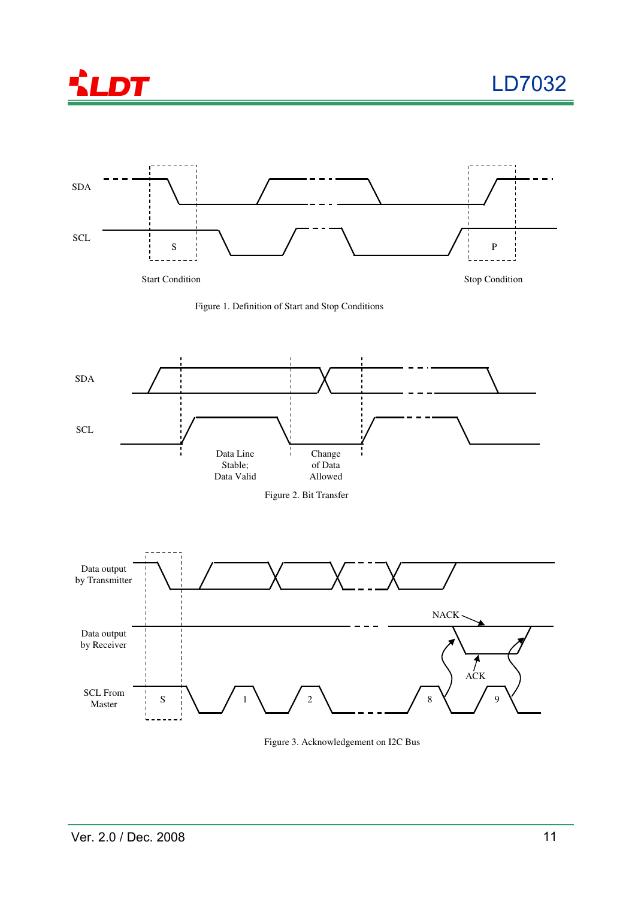SDA

SCL

S

P

Start Condition

Stop Condition

Figure 1. Definition of Start and Stop Conditions

SDA

SCL

Data Line Stable; Data Valid

Change of Data Allowed

Figure 2. Bit Transfer

Data output by Transmitter

Data output by Receiver

SCL From Master

NACK

ACK

S 1 2 8 9

Figure 3. Acknowledgement on I2C Bus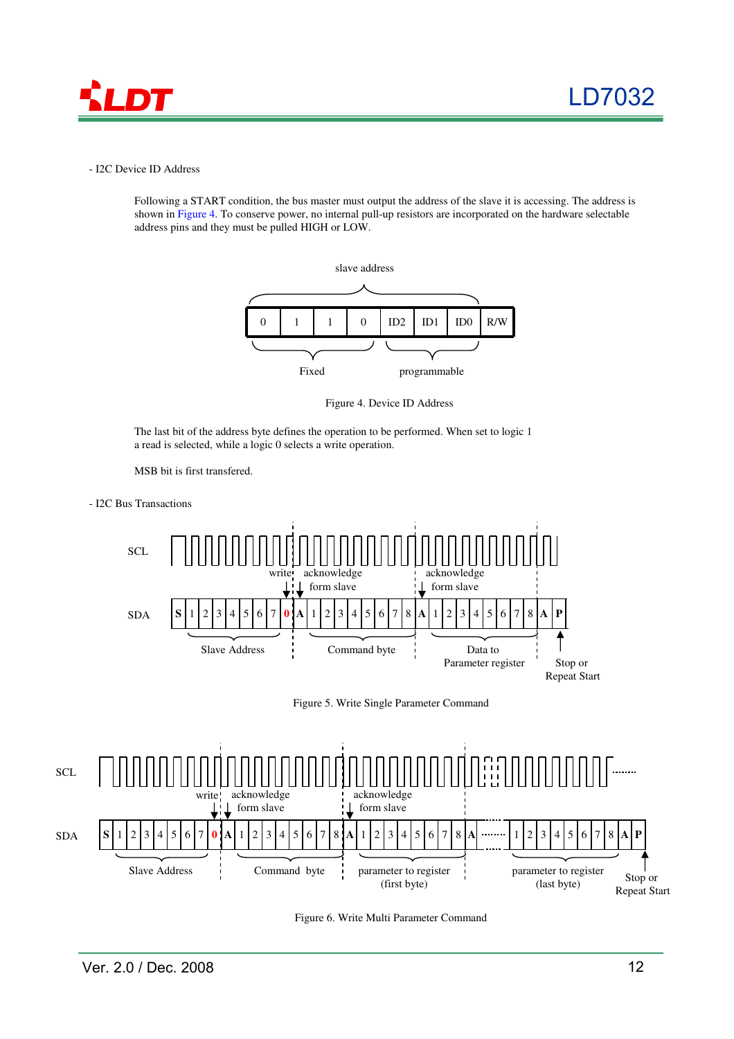- I2C Device ID Address

Following a START condition, the bus master must output the address of the slave it is accessing. The address is shown in Figure 4. To conserve power, no internal pull-up resistors are incorporated on the hardware selectable address pins and they must be pulled HIGH or LOW.

slave address

| 0 | 1 | 1 | 0 | ID2 | ID1 | ID0 | R/W |
|---|---|---|---|---|---|---|---|

Fixed (bits 0 1 1 0) — programmable (ID2 ID1 ID0)

Figure 4. Device ID Address

The last bit of the address byte defines the operation to be performed. When set to logic 1 a read is selected, while a logic 0 selects a write operation.

MSB bit is first transfered.

- I2C Bus Transactions

SCL / SDA: S 1 2 3 4 5 6 7 0 A 1 2 3 4 5 6 7 8 A 1 2 3 4 5 6 7 8 A P

Slave Address, write, acknowledge form slave, Command byte, acknowledge form slave, Data to Parameter register, Stop or Repeat Start

Figure 5. Write Single Parameter Command

SCL / SDA: S 1 2 3 4 5 6 7 0 A 1 2 3 4 5 6 7 8 A 1 2 3 4 5 6 7 8 A ······· 1 2 3 4 5 6 7 8 A P

Slave Address, write, acknowledge form slave, Command byte, acknowledge form slave, parameter to register (first byte), parameter to register (last byte), Stop or Repeat Start

Figure 6. Write Multi Parameter Command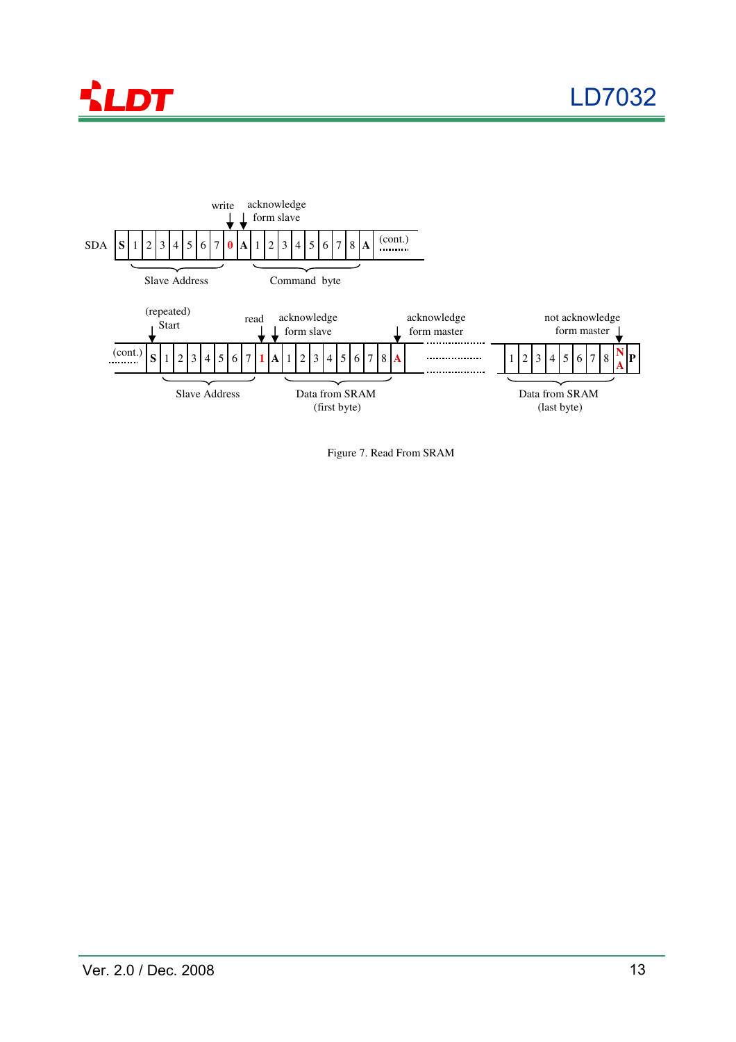SDA

| S | 1 | 2 | 3 | 4 | 5 | 6 | 7 | 0 | A | 1 | 2 | 3 | 4 | 5 | 6 | 7 | 8 | A | (cont.) |
|---|---|---|---|---|---|---|---|---|---|---|---|---|---|---|---|---|---|---|---|

write; acknowledge form slave

Slave Address — Command byte

| (cont.) | S | 1 | 2 | 3 | 4 | 5 | 6 | 7 | 1 | A | 1 | 2 | 3 | 4 | 5 | 6 | 7 | 8 | A | ...... | 1 | 2 | 3 | 4 | 5 | 6 | 7 | 8 | NA | P |
|---|---|---|---|---|---|---|---|---|---|---|---|---|---|---|---|---|---|---|---|---|---|---|---|---|---|---|---|---|---|---|

(repeated) Start; read; acknowledge form slave; acknowledge form master; not acknowledge form master

Slave Address — Data from SRAM (first byte) — Data from SRAM (last byte)

Figure 7. Read From SRAM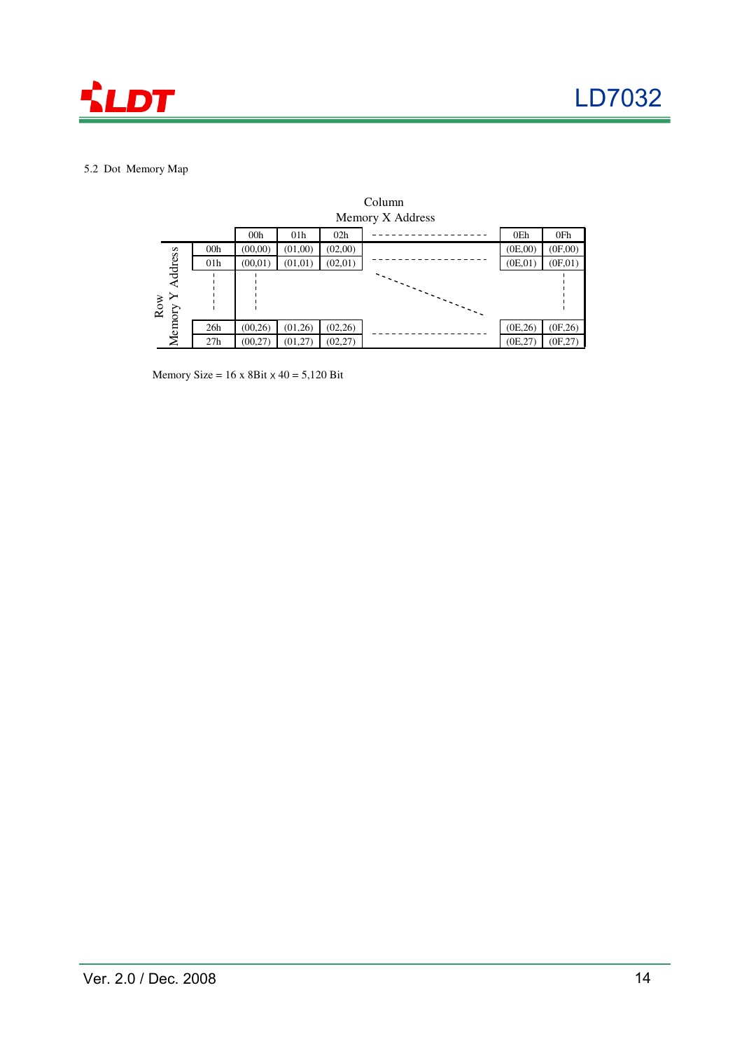5.2 Dot Memory Map

Column
Memory X Address

| Row Memory Y Address | 00h | 01h | 02h | ------ | 0Eh | 0Fh |
|---|---|---|---|---|---|---|
| 00h | (00,00) | (01,00) | (02,00) | | (0E,00) | (0F,00) |
| 01h | (00,01) | (01,01) | (02,01) | ------ | (0E,01) | (0F,01) |
| ¦ | ¦ | | | | | ¦ |
| 26h | (00,26) | (01,26) | (02,26) | ------ | (0E,26) | (0F,26) |
| 27h | (00,27) | (01,27) | (02,27) | | (0E,27) | (0F,27) |

Memory Size = 16 x 8Bit x 40 = 5,120 Bit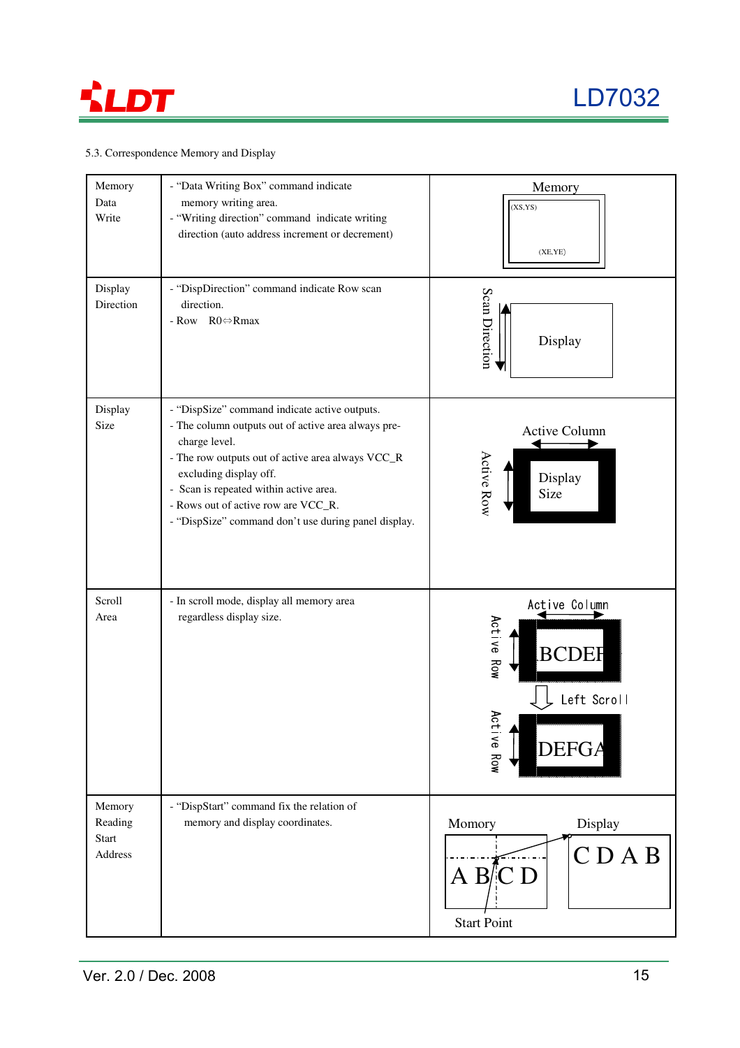5.3. Correspondence Memory and Display

| | | |
|---|---|---|
| Memory Data Write | - "Data Writing Box" command indicate memory writing area.<br>- "Writing direction" command indicate writing direction (auto address increment or decrement) | Memory<br>(XS,YS)<br>(XE,YE) |
| Display Direction | - "DispDirection" command indicate Row scan direction.<br>- Row R0⇔Rmax | Scan Direction<br>Display |
| Display Size | - "DispSize" command indicate active outputs.<br>- The column outputs out of active area always pre-charge level.<br>- The row outputs out of active area always VCC_R excluding display off.<br>- Scan is repeated within active area.<br>- Rows out of active row are VCC_R.<br>- "DispSize" command don't use during panel display. | Active Column<br>Active Row<br>Display Size |
| Scroll Area | - In scroll mode, display all memory area regardless display size. | Active Column<br>Active Row<br>BCDEF<br>Left Scroll<br>Active Row<br>DEFGA |
| Memory Reading Start Address | - "DispStart" command fix the relation of memory and display coordinates. | Momory<br>A B C D<br>Start Point<br>Display<br>C D A B |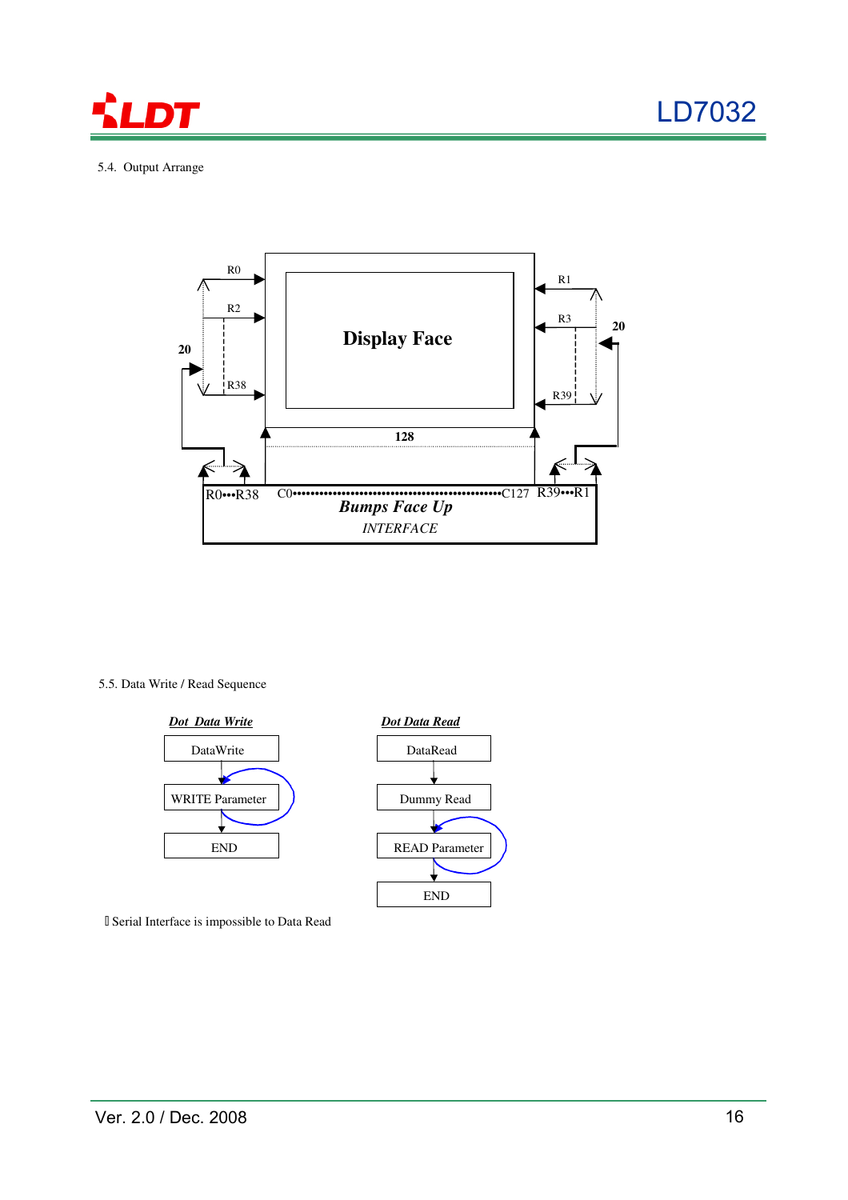5.4. Output Arrange

R0 R2 R38 20 R1 R3 R39 20

Display Face

128

R0•••R38 C0••••••••••••••••••••••••••••••••••••••••••••••••••C127 R39•••R1

*Bumps Face Up*

*INTERFACE*

5.5. Data Write / Read Sequence

***Dot Data Write***

DataWrite → WRITE Parameter → END

***Dot Data Read***

DataRead → Dummy Read → READ Parameter → END

Serial Interface is impossible to Data Read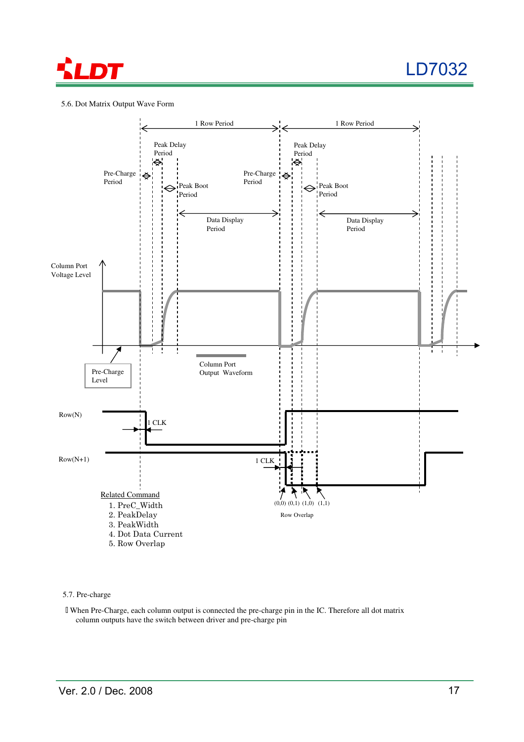5.6. Dot Matrix Output Wave Form

1 Row Period

1 Row Period

Peak Delay Period

Pre-Charge Period

Peak Boot Period

Data Display Period

Column Port Voltage Level

Pre-Charge Level

Column Port Output Waveform

Row(N)

1 CLK

Row(N+1)

1 CLK

(0,0) (0,1) (1,0) (1,1)

Row Overlap

Related Command

1. PreC_Width
2. PeakDelay
3. PeakWidth
4. Dot Data Current
5. Row Overlap

5.7. Pre-charge

 When Pre-Charge, each column output is connected the pre-charge pin in the IC. Therefore all dot matrix column outputs have the switch between driver and pre-charge pin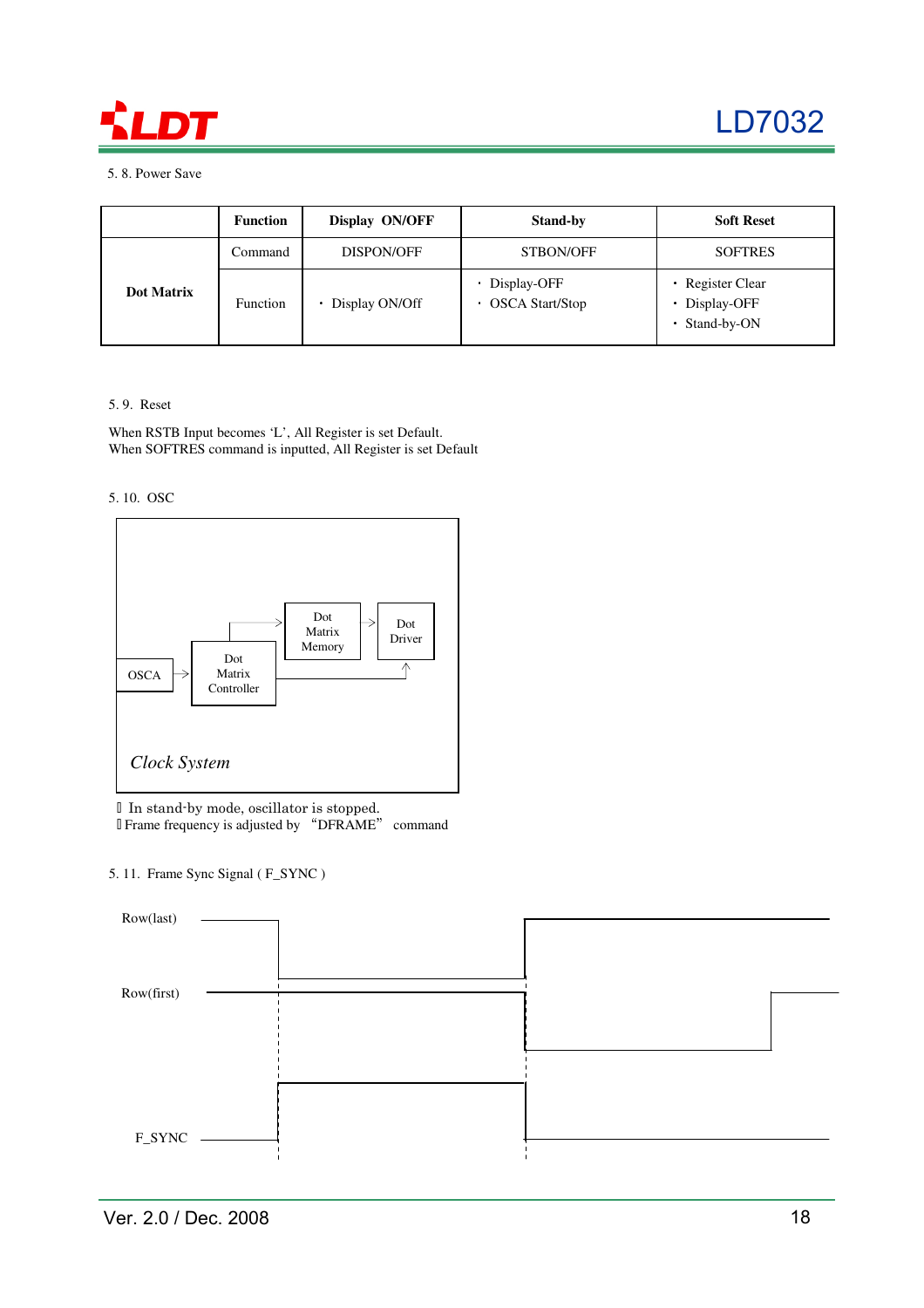5. 8. Power Save

| | Function | Display ON/OFF | Stand-by | Soft Reset |
|---|---|---|---|---|
| Dot Matrix | Command | DISPON/OFF | STBON/OFF | SOFTRES |
| | Function | · Display ON/Off | · Display-OFF<br>· OSCA Start/Stop | · Register Clear<br>· Display-OFF<br>· Stand-by-ON |

5. 9. Reset

When RSTB Input becomes 'L', All Register is set Default.
When SOFTRES command is inputted, All Register is set Default

5. 10. OSC

OSCA → Dot Matrix Controller → Dot Matrix Memory → Dot Driver

*Clock System*

 In stand-by mode, oscillator is stopped.
 Frame frequency is adjusted by "DFRAME" command

5. 11. Frame Sync Signal ( F_SYNC )

Row(last)

Row(first)

F_SYNC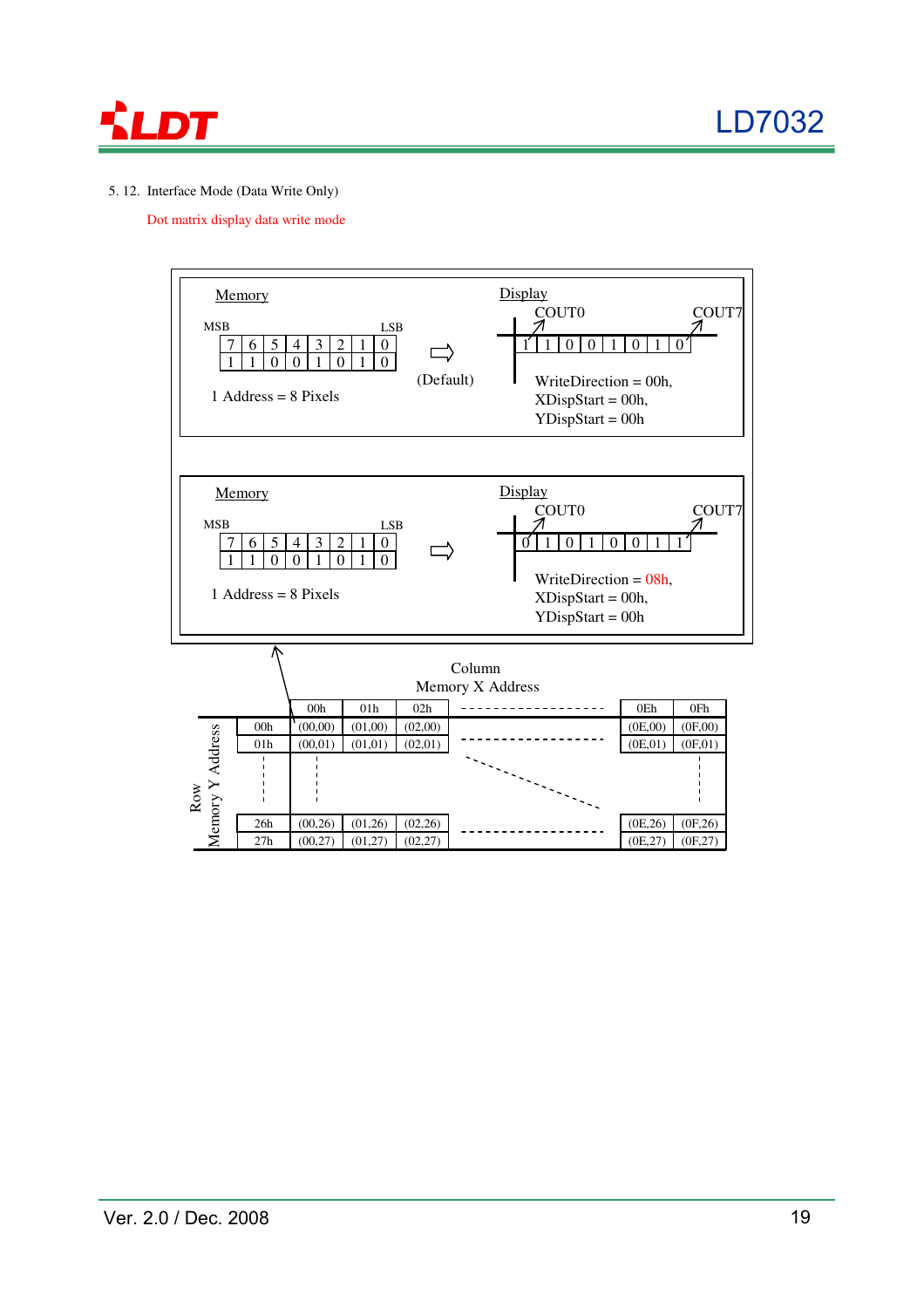5. 12. Interface Mode (Data Write Only)

Dot matrix display data write mode

**Memory**

MSB LSB

| 7 | 6 | 5 | 4 | 3 | 2 | 1 | 0 |
|---|---|---|---|---|---|---|---|
| 1 | 1 | 0 | 0 | 1 | 0 | 1 | 0 |

1 Address = 8 Pixels

⇨ (Default)

**Display**

COUT0 … COUT7

| 1 | 1 | 0 | 0 | 1 | 0 | 1 | 0 |
|---|---|---|---|---|---|---|---|

WriteDirection = 00h,
XDispStart = 00h,
YDispStart = 00h

**Memory**

MSB LSB

| 7 | 6 | 5 | 4 | 3 | 2 | 1 | 0 |
|---|---|---|---|---|---|---|---|
| 1 | 1 | 0 | 0 | 1 | 0 | 1 | 0 |

1 Address = 8 Pixels

⇨

**Display**

COUT0 … COUT7

| 0 | 1 | 0 | 1 | 0 | 0 | 1 | 1 |
|---|---|---|---|---|---|---|---|

WriteDirection = 08h,
XDispStart = 00h,
YDispStart = 00h

Column Memory X Address / Row Memory Y Address

| | 00h | 01h | 02h | ------ | 0Eh | 0Fh |
|---|---|---|---|---|---|---|
| 00h | (00,00) | (01,00) | (02,00) | ------ | (0E,00) | (0F,00) |
| 01h | (00,01) | (01,01) | (02,01) | ------ | (0E,01) | (0F,01) |
| ¦ | ¦ | | | | | ¦ |
| 26h | (00,26) | (01,26) | (02,26) | ------ | (0E,26) | (0F,26) |
| 27h | (00,27) | (01,27) | (02,27) | ------ | (0E,27) | (0F,27) |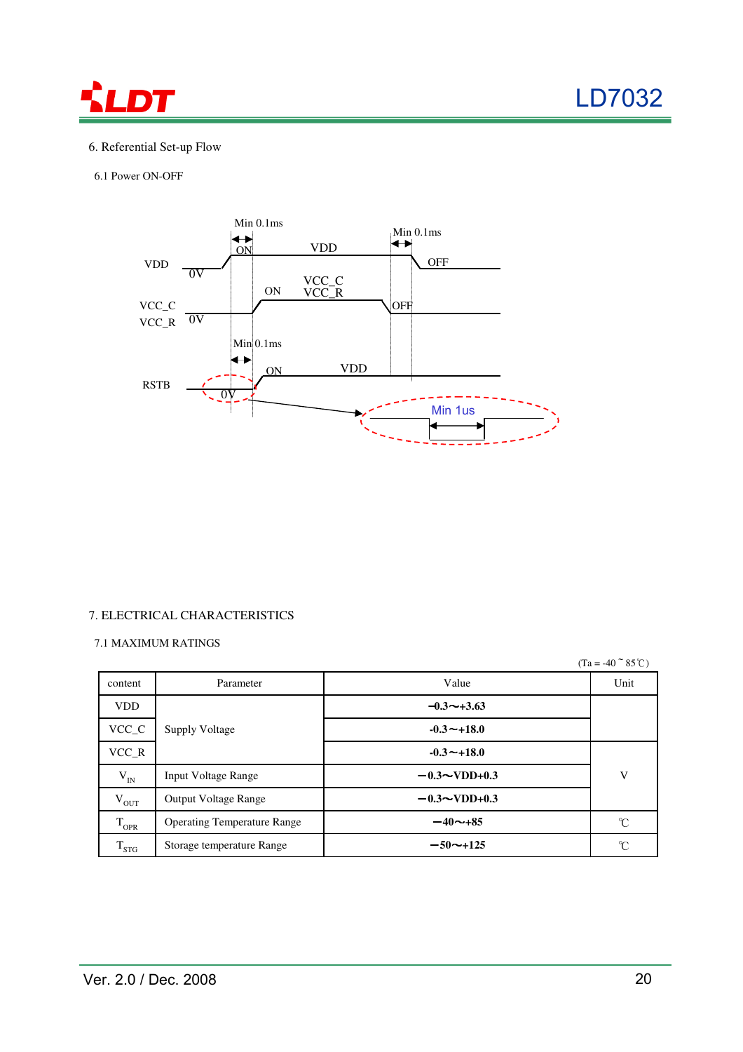## 6. Referential Set-up Flow

### 6.1 Power ON-OFF

VDD 0V ON Min 0.1ms VDD OFF Min 0.1ms

VCC_C VCC_R 0V ON VCC_C VCC_R OFF

RSTB 0V Min 0.1ms ON VDD

Min 1us

## 7. ELECTRICAL CHARACTERISTICS

### 7.1 MAXIMUM RATINGS

(Ta = -40 ~ 85℃)

| content | Parameter | Value | Unit |
|---|---|---|---|
| VDD | Supply Voltage | **−0.3～+3.63** | V |
| VCC_C | | **-0.3～+18.0** | |
| VCC_R | | **-0.3～+18.0** | |
| $V_{IN}$ | Input Voltage Range | **−0.3～VDD+0.3** | |
| $V_{OUT}$ | Output Voltage Range | **−0.3～VDD+0.3** | |
| $T_{OPR}$ | Operating Temperature Range | **−40～+85** | ℃ |
| $T_{STG}$ | Storage temperature Range | **−50～+125** | ℃ |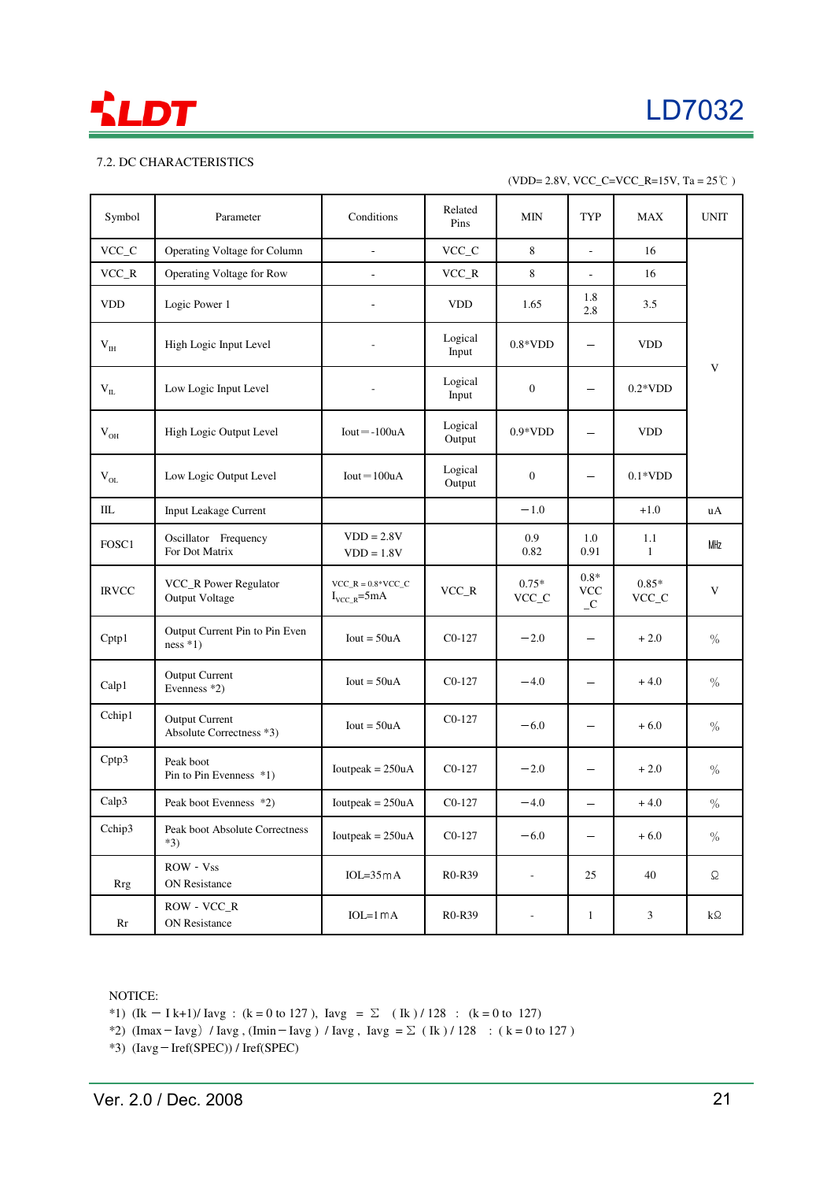### 7.2. DC CHARACTERISTICS

(VDD= 2.8V, VCC_C=VCC_R=15V, Ta = 25℃ )

| Symbol | Parameter | Conditions | Related Pins | MIN | TYP | MAX | UNIT |
|---|---|---|---|---|---|---|---|
| VCC_C | Operating Voltage for Column | - | VCC_C | 8 | - | 16 | V |
| VCC_R | Operating Voltage for Row | - | VCC_R | 8 | - | 16 | V |
| VDD | Logic Power 1 | - | VDD | 1.65 | 1.8 2.8 | 3.5 | V |
| $V_{IH}$ | High Logic Input Level | - | Logical Input | 0.8*VDD | – | VDD | V |
| $V_{IL}$ | Low Logic Input Level | - | Logical Input | 0 | – | 0.2*VDD | V |
| $V_{OH}$ | High Logic Output Level | Iout＝-100uA | Logical Output | 0.9*VDD | – | VDD | V |
| $V_{OL}$ | Low Logic Output Level | Iout＝100uA | Logical Output | 0 | – | 0.1*VDD | V |
| IIL | Input Leakage Current | | | －1.0 | | +1.0 | uA |
| FOSC1 | Oscillator Frequency For Dot Matrix | VDD = 2.8V VDD = 1.8V | | 0.9 0.82 | 1.0 0.91 | 1.1 1 | MHz |
| IRVCC | VCC_R Power Regulator Output Voltage | VCC_R = 0.8*VCC_C $I_{VCC\_R}$=5mA | VCC_R | 0.75* VCC_C | 0.8* VCC _C | 0.85* VCC_C | V |
| Cptp1 | Output Current Pin to Pin Evenness *1) | Iout = 50uA | C0-127 | －2.0 | – | + 2.0 | % |
| Calp1 | Output Current Evenness *2) | Iout = 50uA | C0-127 | －4.0 | – | + 4.0 | % |
| Cchip1 | Output Current Absolute Correctness *3) | Iout = 50uA | C0-127 | －6.0 | – | + 6.0 | % |
| Cptp3 | Peak boot Pin to Pin Evenness *1) | Ioutpeak = 250uA | C0-127 | －2.0 | – | + 2.0 | % |
| Calp3 | Peak boot Evenness *2) | Ioutpeak = 250uA | C0-127 | －4.0 | – | + 4.0 | % |
| Cchip3 | Peak boot Absolute Correctness *3) | Ioutpeak = 250uA | C0-127 | －6.0 | – | + 6.0 | % |
| Rrg | ROW - Vss ON Resistance | IOL=35mA | R0-R39 | - | 25 | 40 | Ω |
| Rr | ROW - VCC_R ON Resistance | IOL=1mA | R0-R39 | - | 1 | 3 | kΩ |

NOTICE:

*1) (Ik － I k+1)/ Iavg : (k = 0 to 127 ), Iavg = Σ ( Ik ) / 128 : (k = 0 to 127)

*2) (Imax－Iavg) / Iavg , (Imin－Iavg ) / Iavg , Iavg = Σ ( Ik ) / 128 : ( k = 0 to 127 )

*3) (Iavg－Iref(SPEC)) / Iref(SPEC)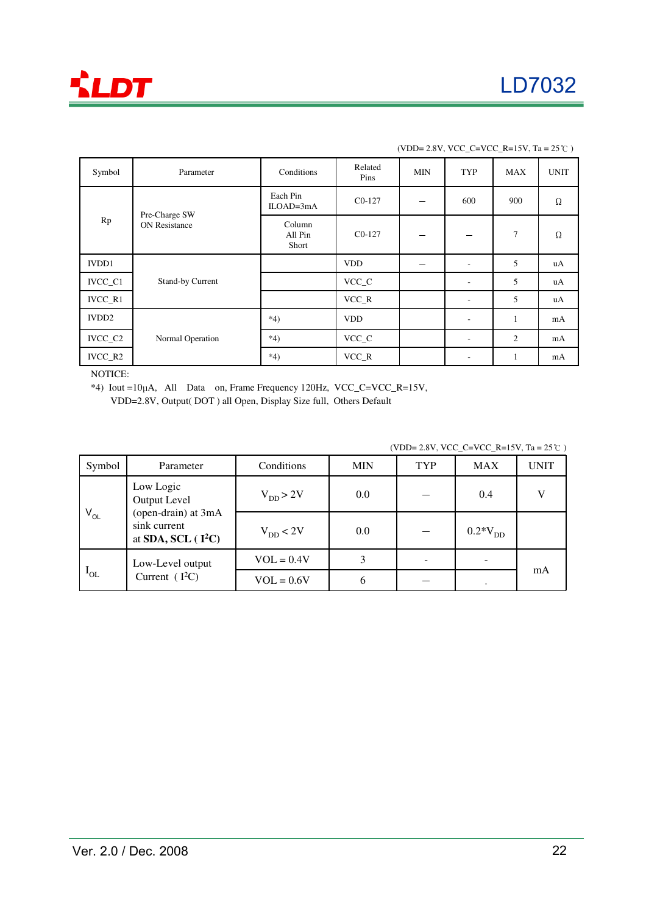(VDD= 2.8V, VCC_C=VCC_R=15V, Ta = 25℃ )

| Symbol | Parameter | Conditions | Related Pins | MIN | TYP | MAX | UNIT |
|---|---|---|---|---|---|---|---|
| Rp | Pre-Charge SW ON Resistance | Each Pin ILOAD=3mA | C0-127 | – | 600 | 900 | Ω |
| | | Column All Pin Short | C0-127 | – | – | 7 | Ω |
| IVDD1 | Stand-by Current | | VDD | – | - | 5 | uA |
| IVCC_C1 | | | VCC_C | | - | 5 | uA |
| IVCC_R1 | | | VCC_R | | - | 5 | uA |
| IVDD2 | Normal Operation | *4) | VDD | | - | 1 | mA |
| IVCC_C2 | | *4) | VCC_C | | - | 2 | mA |
| IVCC_R2 | | *4) | VCC_R | | - | 1 | mA |

NOTICE:

*4) Iout =10μA, All Data on, Frame Frequency 120Hz, VCC_C=VCC_R=15V, VDD=2.8V, Output( DOT ) all Open, Display Size full, Others Default

(VDD= 2.8V, VCC_C=VCC_R=15V, Ta = 25℃ )

| Symbol | Parameter | Conditions | MIN | TYP | MAX | UNIT |
|---|---|---|---|---|---|---|
| $V_{OL}$ | Low Logic Output Level (open-drain) at 3mA sink current at **SDA, SCL ( I²C)** | $V_{DD} > 2V$ | 0.0 | – | 0.4 | V |
| | | $V_{DD} < 2V$ | 0.0 | – | $0.2*V_{DD}$ | |
| $I_{OL}$ | Low-Level output Current ( I²C) | VOL = 0.4V | 3 | - | - | mA |
| | | VOL = 0.6V | 6 | – | - | |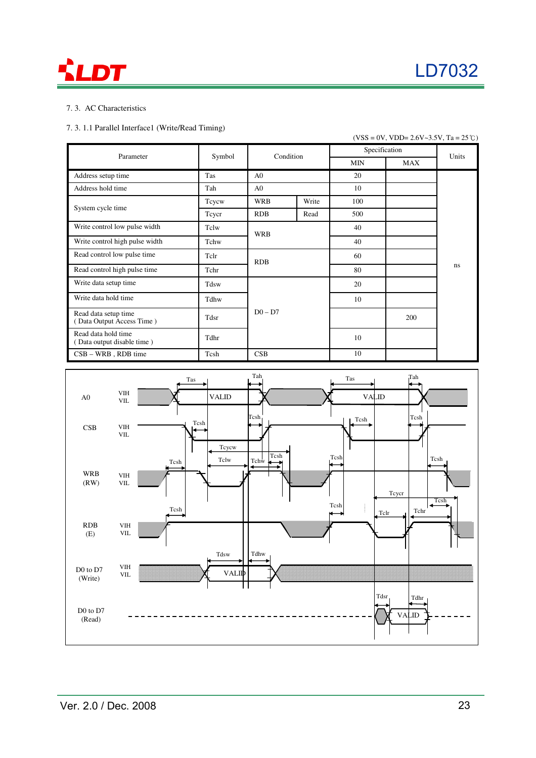## 7. 3. AC Characteristics

### 7. 3. 1.1 Parallel Interface1 (Write/Read Timing)

(VSS = 0V, VDD= 2.6V~3.5V, Ta = 25℃)

| Parameter | Symbol | Condition | | Specification MIN | Specification MAX | Units |
|---|---|---|---|---|---|---|
| Address setup time | Tas | A0 | | 20 | | ns |
| Address hold time | Tah | A0 | | 10 | | |
| System cycle time | Tcycw | WRB | Write | 100 | | |
| | Tcycr | RDB | Read | 500 | | |
| Write control low pulse width | Tclw | WRB | | 40 | | |
| Write control high pulse width | Tchw | | | 40 | | |
| Read control low pulse time | Tclr | RDB | | 60 | | |
| Read control high pulse time | Tchr | | | 80 | | |
| Write data setup time | Tdsw | D0 – D7 | | 20 | | |
| Write data hold time | Tdhw | | | 10 | | |
| Read data setup time ( Data Output Access Time ) | Tdsr | | | | 200 | |
| Read data hold time ( Data output disable time ) | Tdhr | | | 10 | | |
| CSB – WRB , RDB time | Tcsh | CSB | | 10 | | |

A0, CSB, WRB (RW), RDB (E), D0 to D7 (Write), D0 to D7 (Read) — VIH / VIL — Tas, Tah, Tcsh, Tcycw, Tclw, Tchw, Tcycr, Tclr, Tchr, Tdsw, Tdhw, Tdsr, Tdhr, VALID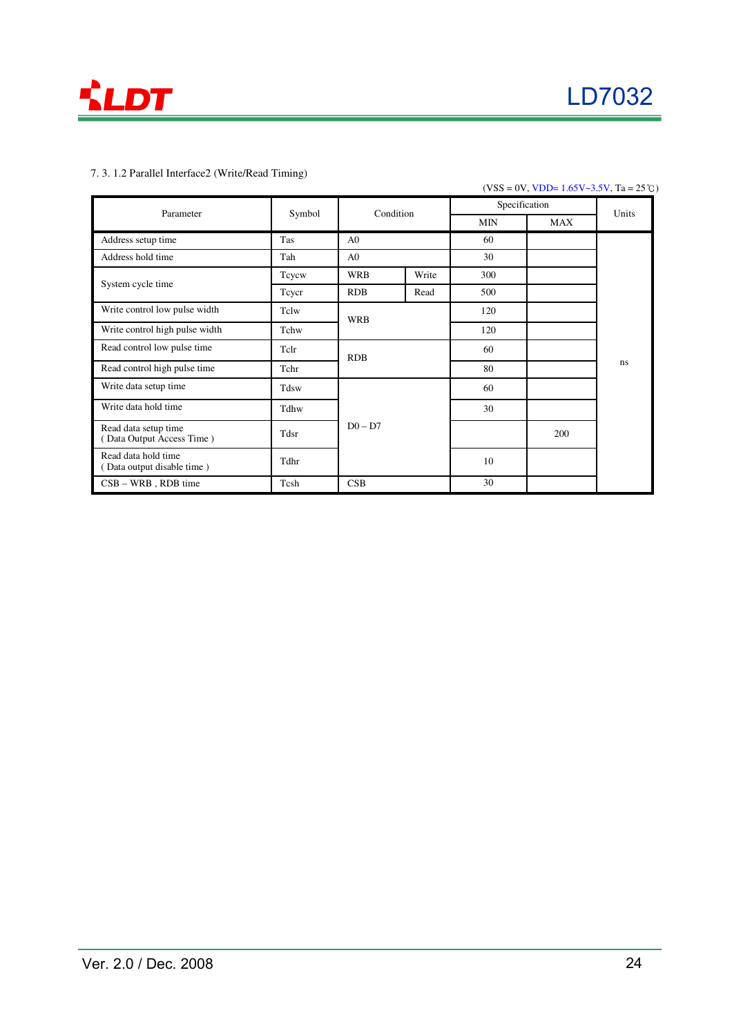7. 3. 1.2 Parallel Interface2 (Write/Read Timing)

(VSS = 0V, VDD= 1.65V~3.5V, Ta = 25℃)

| Parameter | Symbol | Condition | | Specification | | Units |
|---|---|---|---|---|---|---|
| | | | | MIN | MAX | |
| Address setup time | Tas | A0 | | 60 | | ns |
| Address hold time | Tah | A0 | | 30 | | |
| System cycle time | Tcycw | WRB | Write | 300 | | |
| | Tcycr | RDB | Read | 500 | | |
| Write control low pulse width | Tclw | WRB | | 120 | | |
| Write control high pulse width | Tchw | | | 120 | | |
| Read control low pulse time | Tclr | RDB | | 60 | | |
| Read control high pulse time | Tchr | | | 80 | | |
| Write data setup time | Tdsw | D0 – D7 | | 60 | | |
| Write data hold time | Tdhw | | | 30 | | |
| Read data setup time ( Data Output Access Time ) | Tdsr | | | | 200 | |
| Read data hold time ( Data output disable time ) | Tdhr | | | 10 | | |
| CSB – WRB , RDB time | Tcsh | CSB | | 30 | | |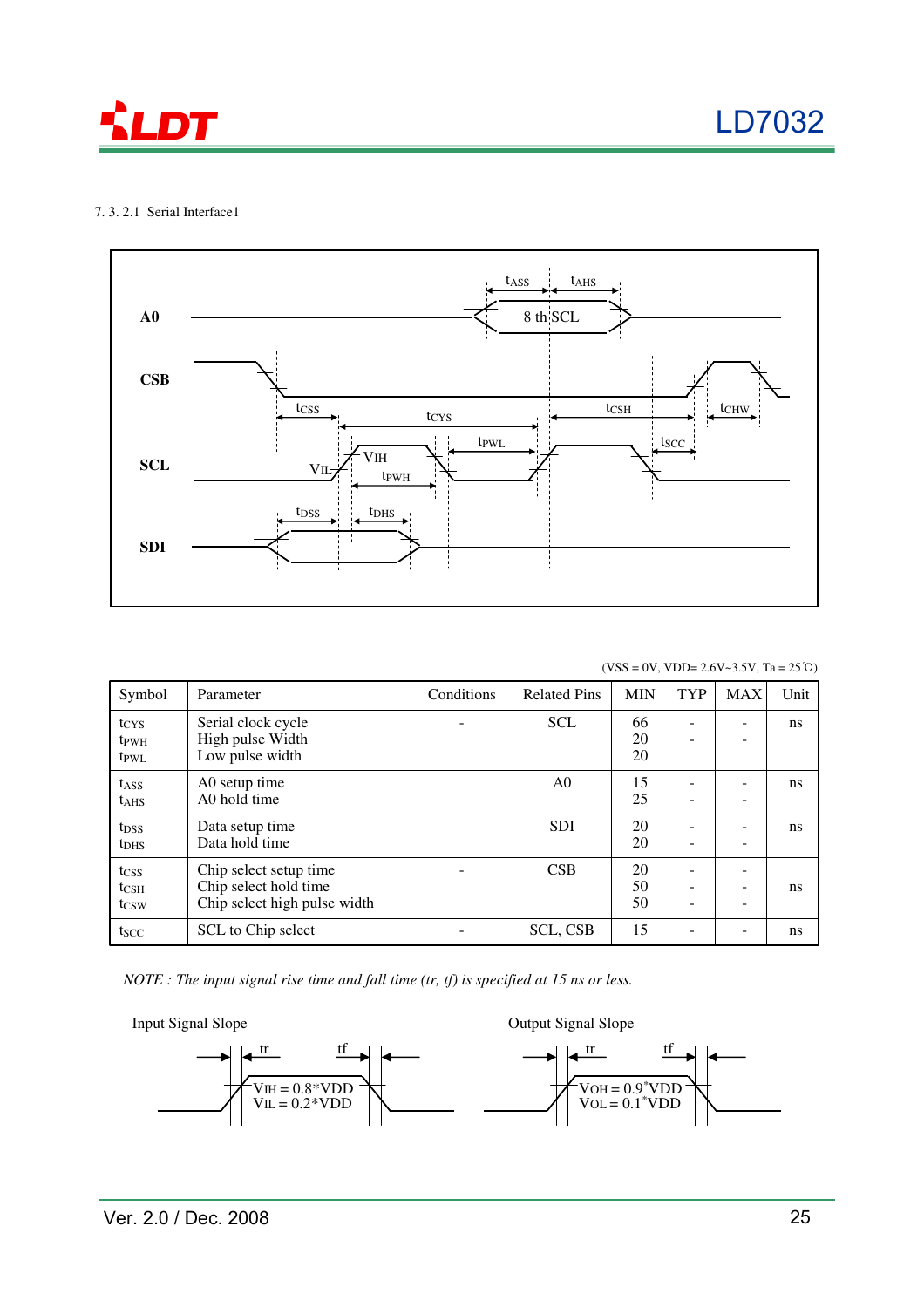7. 3. 2.1 Serial Interface1

(VSS = 0V, VDD= 2.6V~3.5V, Ta = 25℃)

| Symbol | Parameter | Conditions | Related Pins | MIN | TYP | MAX | Unit |
|---|---|---|---|---|---|---|---|
| $t_{CYS}$<br>$t_{PWH}$<br>$t_{PWL}$ | Serial clock cycle<br>High pulse Width<br>Low pulse width | - | SCL | 66<br>20<br>20 | -<br>- | -<br>- | ns |
| $t_{ASS}$<br>$t_{AHS}$ | A0 setup time<br>A0 hold time | | A0 | 15<br>25 | -<br>- | -<br>- | ns |
| $t_{DSS}$<br>$t_{DHS}$ | Data setup time<br>Data hold time | | SDI | 20<br>20 | -<br>- | -<br>- | ns |
| $t_{CSS}$<br>$t_{CSH}$<br>$t_{CSW}$ | Chip select setup time<br>Chip select hold time<br>Chip select high pulse width | - | CSB | 20<br>50<br>50 | -<br>-<br>- | -<br>-<br>- | ns |
| $t_{SCC}$ | SCL to Chip select | - | SCL, CSB | 15 | - | - | ns |

*NOTE : The input signal rise time and fall time (tr, tf) is specified at 15 ns or less.*

Input Signal Slope

$V_{IH} = 0.8*VDD$
$V_{IL} = 0.2*VDD$

Output Signal Slope

$V_{OH} = 0.9*VDD$
$V_{OL} = 0.1*VDD$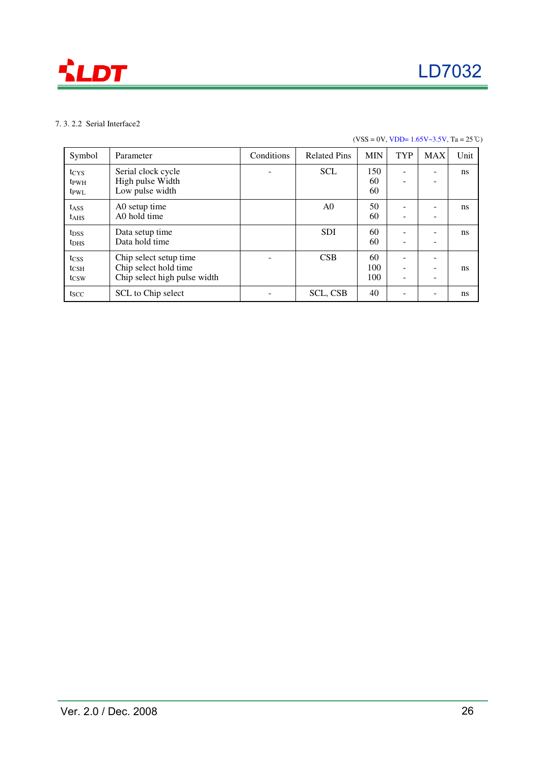7. 3. 2.2 Serial Interface2

(VSS = 0V, VDD= 1.65V~3.5V, Ta = 25℃)

| Symbol | Parameter | Conditions | Related Pins | MIN | TYP | MAX | Unit |
|---|---|---|---|---|---|---|---|
| $t_{CYS}$<br>$t_{PWH}$<br>$t_{PWL}$ | Serial clock cycle<br>High pulse Width<br>Low pulse width | - | SCL | 150<br>60<br>60 | -<br>- | -<br>- | ns |
| $t_{ASS}$<br>$t_{AHS}$ | A0 setup time<br>A0 hold time | | A0 | 50<br>60 | -<br>- | -<br>- | ns |
| $t_{DSS}$<br>$t_{DHS}$ | Data setup time<br>Data hold time | | SDI | 60<br>60 | -<br>- | -<br>- | ns |
| $t_{CSS}$<br>$t_{CSH}$<br>$t_{CSW}$ | Chip select setup time<br>Chip select hold time<br>Chip select high pulse width | - | CSB | 60<br>100<br>100 | -<br>-<br>- | -<br>-<br>- | ns |
| $t_{SCC}$ | SCL to Chip select | - | SCL, CSB | 40 | - | - | ns |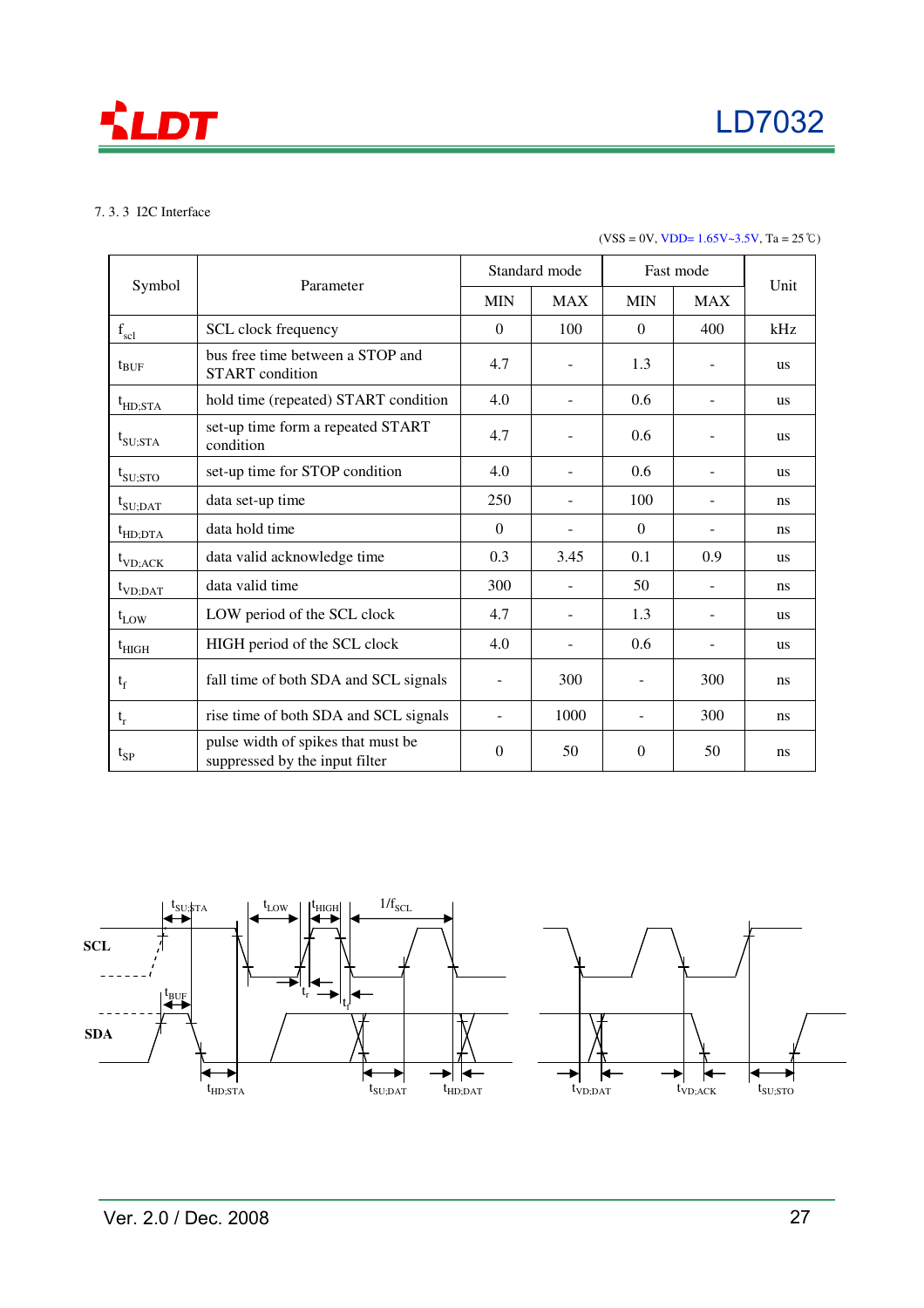7. 3. 3 I2C Interface

(VSS = 0V, VDD= 1.65V~3.5V, Ta = 25℃)

| Symbol | Parameter | Standard mode | | Fast mode | | Unit |
|---|---|---|---|---|---|---|
| | | MIN | MAX | MIN | MAX | |
| $f_{scl}$ | SCL clock frequency | 0 | 100 | 0 | 400 | kHz |
| $t_{BUF}$ | bus free time between a STOP and START condition | 4.7 | - | 1.3 | - | us |
| $t_{HD;STA}$ | hold time (repeated) START condition | 4.0 | - | 0.6 | - | us |
| $t_{SU;STA}$ | set-up time form a repeated START condition | 4.7 | - | 0.6 | - | us |
| $t_{SU;STO}$ | set-up time for STOP condition | 4.0 | - | 0.6 | - | us |
| $t_{SU;DAT}$ | data set-up time | 250 | - | 100 | - | ns |
| $t_{HD;DTA}$ | data hold time | 0 | - | 0 | - | ns |
| $t_{VD;ACK}$ | data valid acknowledge time | 0.3 | 3.45 | 0.1 | 0.9 | us |
| $t_{VD;DAT}$ | data valid time | 300 | - | 50 | - | ns |
| $t_{LOW}$ | LOW period of the SCL clock | 4.7 | - | 1.3 | - | us |
| $t_{HIGH}$ | HIGH period of the SCL clock | 4.0 | - | 0.6 | - | us |
| $t_f$ | fall time of both SDA and SCL signals | - | 300 | - | 300 | ns |
| $t_r$ | rise time of both SDA and SCL signals | - | 1000 | - | 300 | ns |
| $t_{SP}$ | pulse width of spikes that must be suppressed by the input filter | 0 | 50 | 0 | 50 | ns |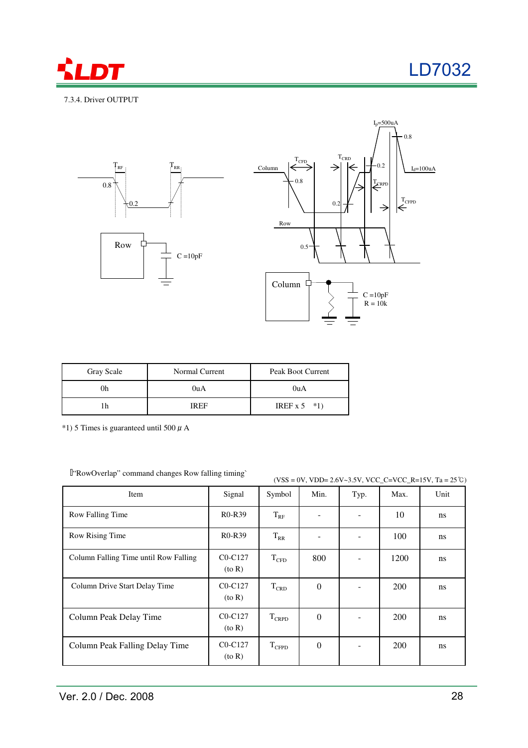7.3.4. Driver OUTPUT

| Gray Scale | Normal Current | Peak Boot Current |
|---|---|---|
| 0h | 0uA | 0uA |
| 1h | IREF | IREF x 5   *1) |

*1) 5 Times is guaranteed until 500 $\mu$ A

"RowOverlap" command changes Row falling timing`

(VSS = 0V, VDD= 2.6V~3.5V, VCC_C=VCC_R=15V, Ta = 25℃)

| Item | Signal | Symbol | Min. | Typ. | Max. | Unit |
|---|---|---|---|---|---|---|
| Row Falling Time | R0-R39 | $T_{RF}$ | - | - | 10 | ns |
| Row Rising Time | R0-R39 | $T_{RR}$ | - | - | 100 | ns |
| Column Falling Time until Row Falling | C0-C127 (to R) | $T_{CFD}$ | 800 | - | 1200 | ns |
| Column Drive Start Delay Time | C0-C127 (to R) | $T_{CRD}$ | 0 | - | 200 | ns |
| Column Peak Delay Time | C0-C127 (to R) | $T_{CRPD}$ | 0 | - | 200 | ns |
| Column Peak Falling Delay Time | C0-C127 (to R) | $T_{CFPD}$ | 0 | - | 200 | ns |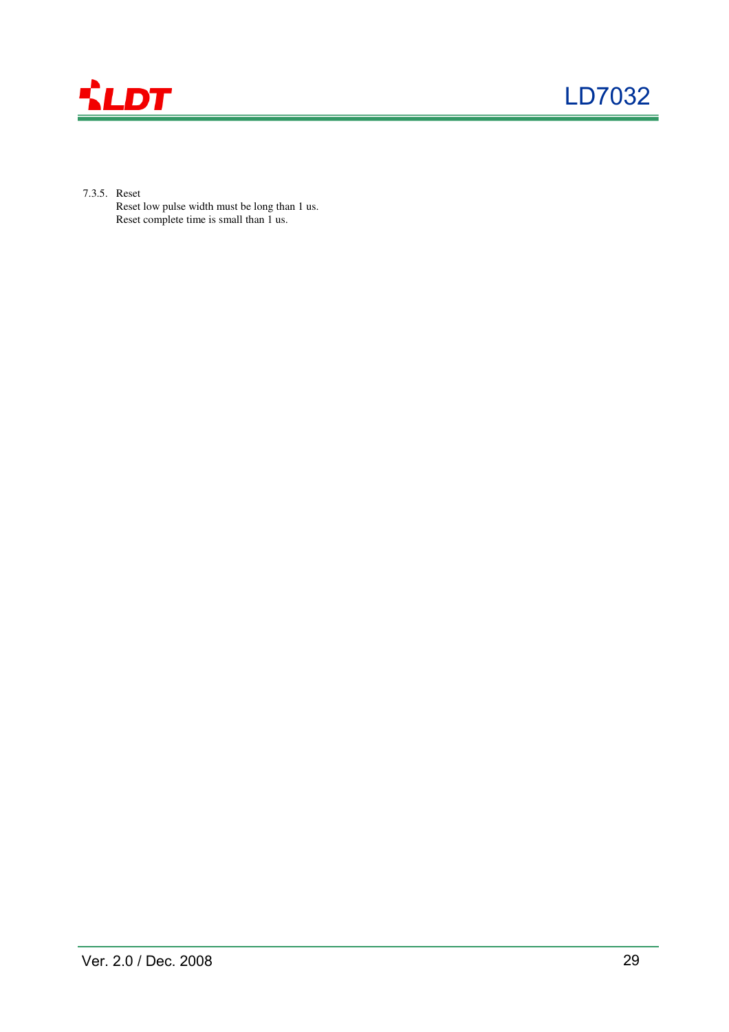#### 7.3.5. Reset

Reset low pulse width must be long than 1 us.
Reset complete time is small than 1 us.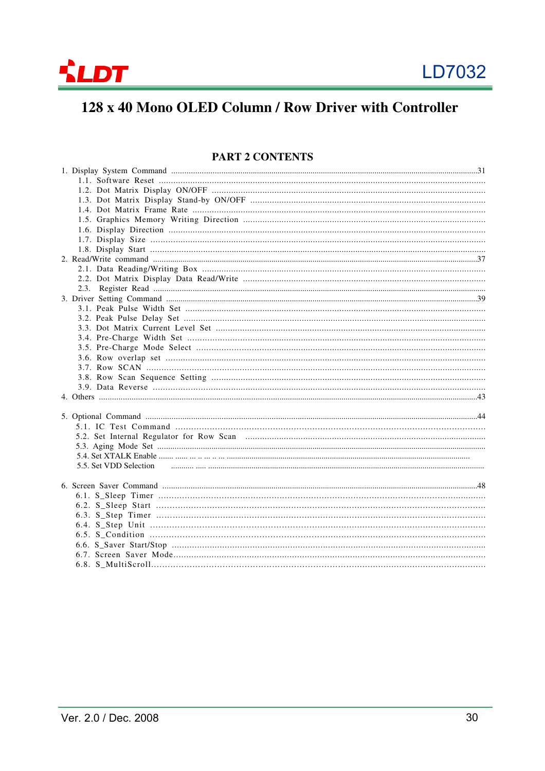# 128 x 40 Mono OLED Column / Row Driver with Controller

## PART 2 CONTENTS

1. Display System Command ........................................................ 31
   - 1.1. Software Reset
   - 1.2. Dot Matrix Display ON/OFF
   - 1.3. Dot Matrix Display Stand-by ON/OFF
   - 1.4. Dot Matrix Frame Rate
   - 1.5. Graphics Memory Writing Direction
   - 1.6. Display Direction
   - 1.7. Display Size
   - 1.8. Display Start
2. Read/Write command ........................................................ 37
   - 2.1. Data Reading/Writing Box
   - 2.2. Dot Matrix Display Data Read/Write
   - 2.3. Register Read
3. Driver Setting Command ........................................................ 39
   - 3.1. Peak Pulse Width Set
   - 3.2. Peak Pulse Delay Set
   - 3.3. Dot Matrix Current Level Set
   - 3.4. Pre-Charge Width Set
   - 3.5. Pre-Charge Mode Select
   - 3.6. Row overlap set
   - 3.7. Row SCAN
   - 3.8. Row Scan Sequence Setting
   - 3.9. Data Reverse
4. Others ........................................................ 43
5. Optional Command ........................................................ 44
   - 5.1. IC Test Command
   - 5.2. Set Internal Regulator for Row Scan
   - 5.3. Aging Mode Set
   - 5.4. Set XTALK Enable
   - 5.5. Set VDD Selection
6. Screen Saver Command ........................................................ 48
   - 6.1. S_Sleep Timer
   - 6.2. S_Sleep Start
   - 6.3. S_Step Timer
   - 6.4. S_Step Unit
   - 6.5. S_Condition
   - 6.6. S_Saver Start/Stop
   - 6.7. Screen Saver Mode
   - 6.8. S_MultiScroll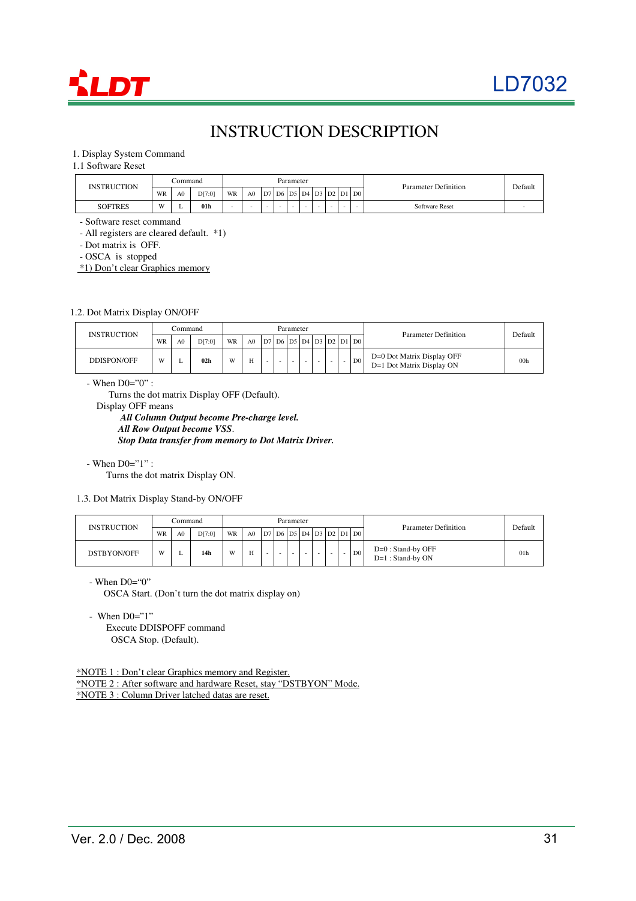# INSTRUCTION DESCRIPTION

1. Display System Command

1.1 Software Reset

| INSTRUCTION | Command | | | Parameter | | | | | | | | | | Parameter Definition | Default |
|---|---|---|---|---|---|---|---|---|---|---|---|---|---|---|---|
| | WR | A0 | D[7:0] | WR | A0 | D7 | D6 | D5 | D4 | D3 | D2 | D1 | D0 | | |
| SOFTRES | W | L | **01h** | - | - | - | - | - | - | - | - | - | - | Software Reset | - |

- Software reset command
- All registers are cleared default. *1)
- Dot matrix is OFF.
- OSCA is stopped

*1) Don't clear Graphics memory

1.2. Dot Matrix Display ON/OFF

| INSTRUCTION | Command | | | Parameter | | | | | | | | | | Parameter Definition | Default |
|---|---|---|---|---|---|---|---|---|---|---|---|---|---|---|---|
| | WR | A0 | D[7:0] | WR | A0 | D7 | D6 | D5 | D4 | D3 | D2 | D1 | D0 | | |
| DDISPON/OFF | W | L | **02h** | W | H | - | - | - | - | - | - | - | D0 | D=0 Dot Matrix Display OFF<br>D=1 Dot Matrix Display ON | 00h |

- When D0="0" :

  Turns the dot matrix Display OFF (Default).

  Display OFF means

  ***All Column Output become Pre-charge level.***

  ***All Row Output become VSS.***

  ***Stop Data transfer from memory to Dot Matrix Driver.***

- When D0="1" :

  Turns the dot matrix Display ON.

1.3. Dot Matrix Display Stand-by ON/OFF

| INSTRUCTION | Command | | | Parameter | | | | | | | | | | Parameter Definition | Default |
|---|---|---|---|---|---|---|---|---|---|---|---|---|---|---|---|
| | WR | A0 | D[7:0] | WR | A0 | D7 | D6 | D5 | D4 | D3 | D2 | D1 | D0 | | |
| DSTBYON/OFF | W | L | **14h** | W | H | - | - | - | - | - | - | - | D0 | D=0 : Stand-by OFF<br>D=1 : Stand-by ON | 01h |

- When D0="0"

  OSCA Start. (Don't turn the dot matrix display on)

- When D0="1"

  Execute DDISPOFF command

  OSCA Stop. (Default).

*NOTE 1 : Don't clear Graphics memory and Register.

*NOTE 2 : After software and hardware Reset, stay "DSTBYON" Mode.

*NOTE 3 : Column Driver latched datas are reset.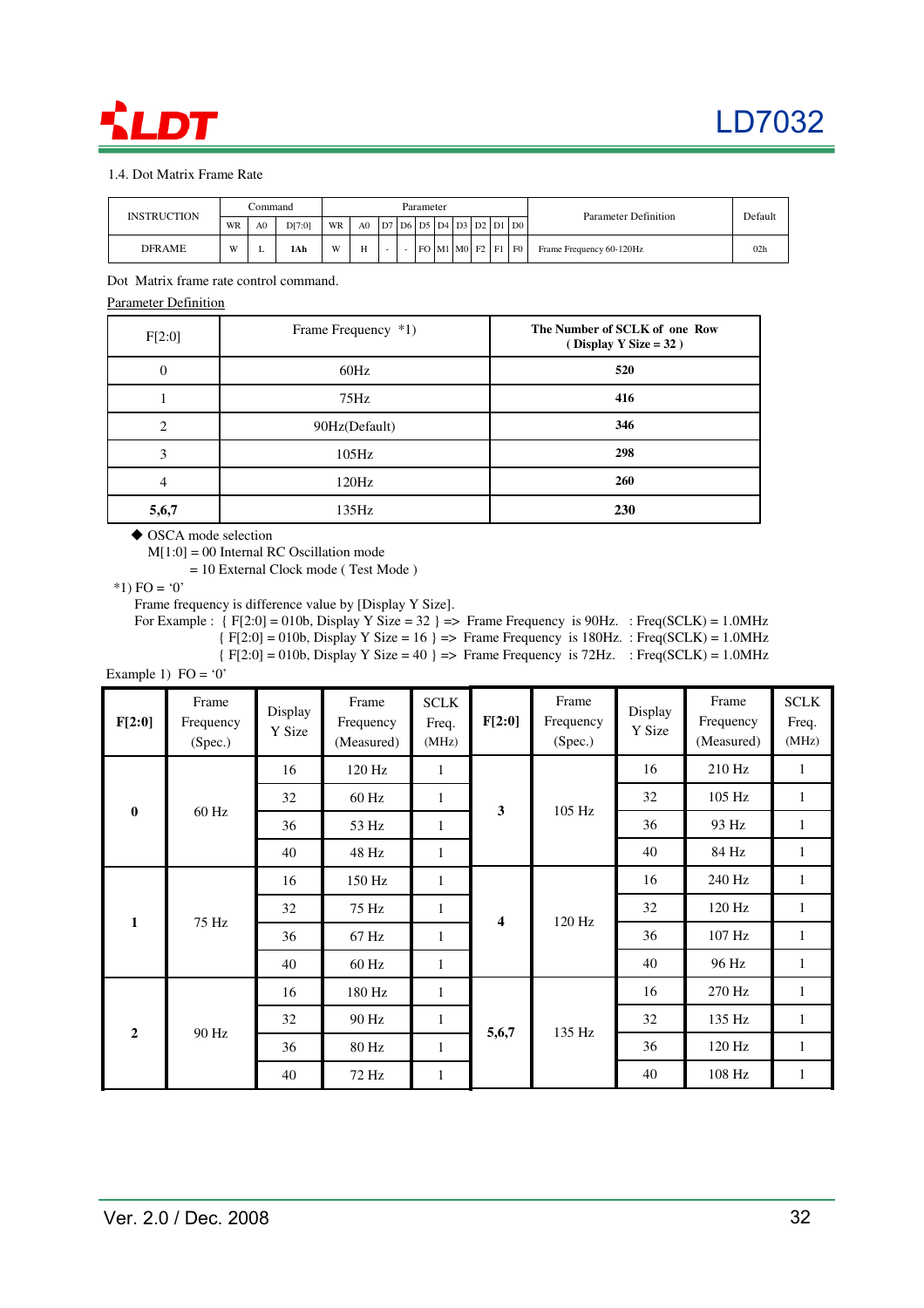1.4. Dot Matrix Frame Rate

| INSTRUCTION | Command | | | Parameter | | | | | | | | | | | Parameter Definition | Default |
|---|---|---|---|---|---|---|---|---|---|---|---|---|---|---|---|---|
| | WR | A0 | D[7:0] | WR | A0 | D7 | D6 | D5 | D4 | D3 | D2 | D1 | D0 | | | |
| DFRAME | W | L | 1Ah | W | H | - | - | FO | M1 | M0 | F2 | F1 | F0 | | Frame Frequency 60-120Hz | 02h |

Dot Matrix frame rate control command.

Parameter Definition

| F[2:0] | Frame Frequency *1) | The Number of SCLK of one Row ( Display Y Size = 32 ) |
|---|---|---|
| 0 | 60Hz | **520** |
| 1 | 75Hz | **416** |
| 2 | 90Hz(Default) | **346** |
| 3 | 105Hz | **298** |
| 4 | 120Hz | **260** |
| **5,6,7** | 135Hz | **230** |

◆ OSCA mode selection
M[1:0] = 00 Internal RC Oscillation mode
= 10 External Clock mode ( Test Mode )

*1) FO = '0'
Frame frequency is difference value by [Display Y Size].
For Example : { F[2:0] = 010b, Display Y Size = 32 } => Frame Frequency is 90Hz. : Freq(SCLK) = 1.0MHz
{ F[2:0] = 010b, Display Y Size = 16 } => Frame Frequency is 180Hz. : Freq(SCLK) = 1.0MHz
{ F[2:0] = 010b, Display Y Size = 40 } => Frame Frequency is 72Hz. : Freq(SCLK) = 1.0MHz

Example 1) FO = '0'

| F[2:0] | Frame Frequency (Spec.) | Display Y Size | Frame Frequency (Measured) | SCLK Freq. (MHz) | F[2:0] | Frame Frequency (Spec.) | Display Y Size | Frame Frequency (Measured) | SCLK Freq. (MHz) |
|---|---|---|---|---|---|---|---|---|---|
| **0** | 60 Hz | 16 | 120 Hz | 1 | **3** | 105 Hz | 16 | 210 Hz | 1 |
| | | 32 | 60 Hz | 1 | | | 32 | 105 Hz | 1 |
| | | 36 | 53 Hz | 1 | | | 36 | 93 Hz | 1 |
| | | 40 | 48 Hz | 1 | | | 40 | 84 Hz | 1 |
| **1** | 75 Hz | 16 | 150 Hz | 1 | **4** | 120 Hz | 16 | 240 Hz | 1 |
| | | 32 | 75 Hz | 1 | | | 32 | 120 Hz | 1 |
| | | 36 | 67 Hz | 1 | | | 36 | 107 Hz | 1 |
| | | 40 | 60 Hz | 1 | | | 40 | 96 Hz | 1 |
| **2** | 90 Hz | 16 | 180 Hz | 1 | **5,6,7** | 135 Hz | 16 | 270 Hz | 1 |
| | | 32 | 90 Hz | 1 | | | 32 | 135 Hz | 1 |
| | | 36 | 80 Hz | 1 | | | 36 | 120 Hz | 1 |
| | | 40 | 72 Hz | 1 | | | 40 | 108 Hz | 1 |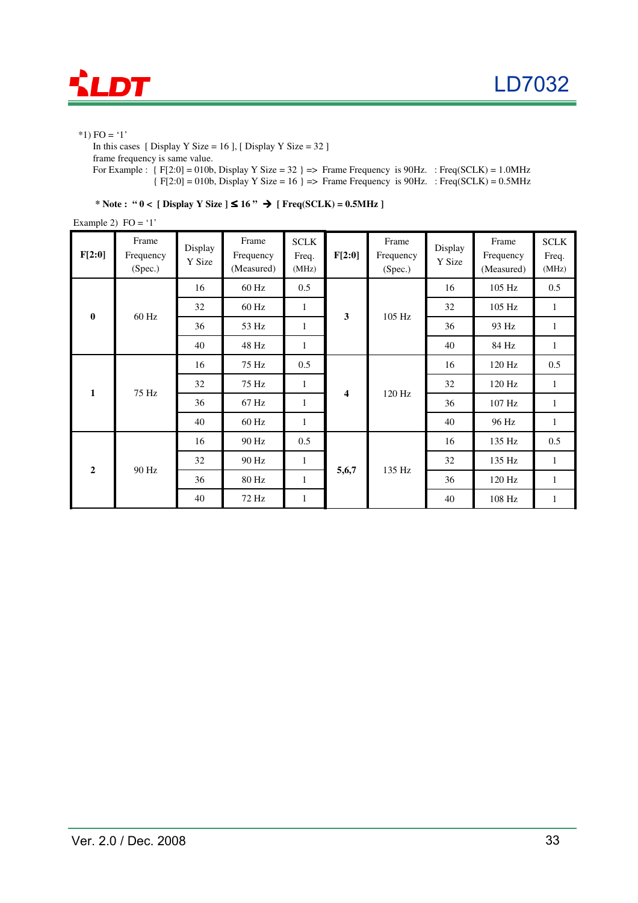*1) FO = '1'

In this cases [ Display Y Size = 16 ], [ Display Y Size = 32 ]

frame frequency is same value.

For Example : { F[2:0] = 010b, Display Y Size = 32 } => Frame Frequency is 90Hz. : Freq(SCLK) = 1.0MHz

{ F[2:0] = 010b, Display Y Size = 16 } => Frame Frequency is 90Hz. : Freq(SCLK) = 0.5MHz

**\* Note : " 0 < [ Display Y Size ] ≤ 16 " → [ Freq(SCLK) = 0.5MHz ]**

Example 2) FO = '1'

| F[2:0] | Frame Frequency (Spec.) | Display Y Size | Frame Frequency (Measured) | SCLK Freq. (MHz) | F[2:0] | Frame Frequency (Spec.) | Display Y Size | Frame Frequency (Measured) | SCLK Freq. (MHz) |
|---|---|---|---|---|---|---|---|---|---|
| **0** | 60 Hz | 16 | 60 Hz | 0.5 | **3** | 105 Hz | 16 | 105 Hz | 0.5 |
| | | 32 | 60 Hz | 1 | | | 32 | 105 Hz | 1 |
| | | 36 | 53 Hz | 1 | | | 36 | 93 Hz | 1 |
| | | 40 | 48 Hz | 1 | | | 40 | 84 Hz | 1 |
| **1** | 75 Hz | 16 | 75 Hz | 0.5 | **4** | 120 Hz | 16 | 120 Hz | 0.5 |
| | | 32 | 75 Hz | 1 | | | 32 | 120 Hz | 1 |
| | | 36 | 67 Hz | 1 | | | 36 | 107 Hz | 1 |
| | | 40 | 60 Hz | 1 | | | 40 | 96 Hz | 1 |
| **2** | 90 Hz | 16 | 90 Hz | 0.5 | **5,6,7** | 135 Hz | 16 | 135 Hz | 0.5 |
| | | 32 | 90 Hz | 1 | | | 32 | 135 Hz | 1 |
| | | 36 | 80 Hz | 1 | | | 36 | 120 Hz | 1 |
| | | 40 | 72 Hz | 1 | | | 40 | 108 Hz | 1 |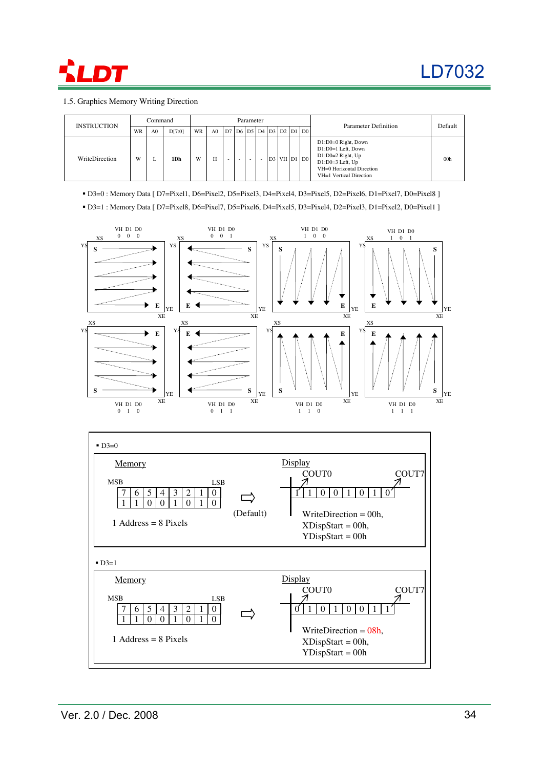### 1.5. Graphics Memory Writing Direction

| INSTRUCTION | Command | | | Parameter | | | | | | | | | | Parameter Definition | Default |
|---|---|---|---|---|---|---|---|---|---|---|---|---|---|---|---|
| | WR | A0 | D[7:0] | WR | A0 | D7 | D6 | D5 | D4 | D3 | D2 | D1 | D0 | | |
| WriteDirection | W | L | **1Dh** | W | H | - | - | - | - | D3 | VH | D1 | D0 | D1:D0=0 Right, Down<br>D1:D0=1 Left, Down<br>D1:D0=2 Right, Up<br>D1:D0=3 Left, Up<br>VH=0 Horizontal Direction<br>VH=1 Vertical Direction | 00h |

- D3=0 : Memory Data [ D7=Pixel1, D6=Pixel2, D5=Pixel3, D4=Pixel4, D3=Pixel5, D2=Pixel6, D1=Pixel7, D0=Pixel8 ]
- D3=1 : Memory Data [ D7=Pixel8, D6=Pixel7, D5=Pixel6, D4=Pixel5, D3=Pixel4, D2=Pixel3, D1=Pixel2, D0=Pixel1 ]

- D3=0

Memory

| MSB | | | | | | | LSB |
|---|---|---|---|---|---|---|---|
| 7 | 6 | 5 | 4 | 3 | 2 | 1 | 0 |
| 1 | 1 | 0 | 0 | 1 | 0 | 1 | 0 |

1 Address = 8 Pixels

(Default)

Display

COUT0 ... COUT7

| 1 | 1 | 0 | 0 | 1 | 0 | 1 | 0 |
|---|---|---|---|---|---|---|---|

WriteDirection = 00h,
XDispStart = 00h,
YDispStart = 00h

- D3=1

Memory

| MSB | | | | | | | LSB |
|---|---|---|---|---|---|---|---|
| 7 | 6 | 5 | 4 | 3 | 2 | 1 | 0 |
| 1 | 1 | 0 | 0 | 1 | 0 | 1 | 0 |

1 Address = 8 Pixels

Display

COUT0 ... COUT7

| 0 | 1 | 0 | 1 | 0 | 0 | 1 | 1 |
|---|---|---|---|---|---|---|---|

WriteDirection = 08h,
XDispStart = 00h,
YDispStart = 00h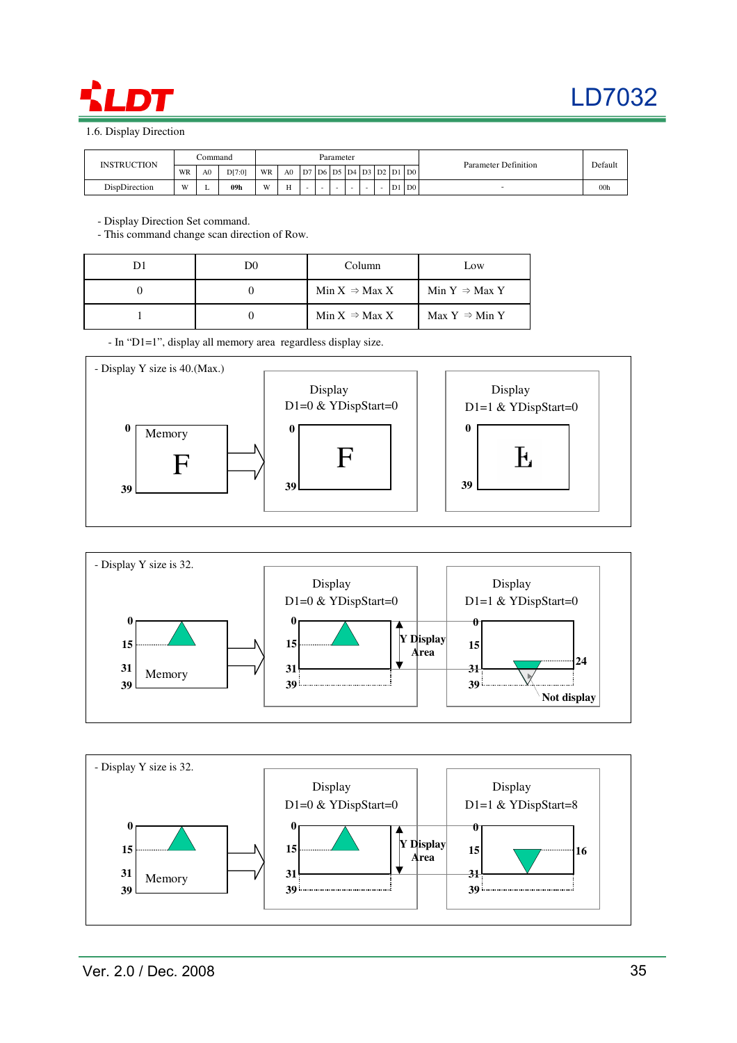### 1.6. Display Direction

| INSTRUCTION | Command | | | Parameter | | | | | | | | | | | Parameter Definition | Default |
|---|---|---|---|---|---|---|---|---|---|---|---|---|---|---|---|---|
| | WR | A0 | D[7:0] | WR | A0 | D7 | D6 | D5 | D4 | D3 | D2 | D1 | D0 | | | |
| DispDirection | W | L | 09h | W | H | - | - | - | - | - | - | D1 | D0 | | - | 00h |

- Display Direction Set command.
- This command change scan direction of Row.

| D1 | D0 | Column | Low |
|---|---|---|---|
| 0 | 0 | Min X ⇒ Max X | Min Y ⇒ Max Y |
| 1 | 0 | Min X ⇒ Max X | Max Y ⇒ Min Y |

- In "D1=1", display all memory area regardless display size.

- Display Y size is 40.(Max.)

Memory: 0, 39 — Display D1=0 & YDispStart=0: 0, 39 — Display D1=1 & YDispStart=0: 0, 39

- Display Y size is 32.

Memory: 0, 15, 31, 39 — Display D1=0 & YDispStart=0: 0, 15, 31, 39, Y Display Area — Display D1=1 & YDispStart=0: 0, 15, 24, 31, 39, Not display

- Display Y size is 32.

Memory: 0, 15, 31, 39 — Display D1=0 & YDispStart=0: 0, 15, 31, 39, Y Display Area — Display D1=1 & YDispStart=8: 0, 15, 16, 31, 39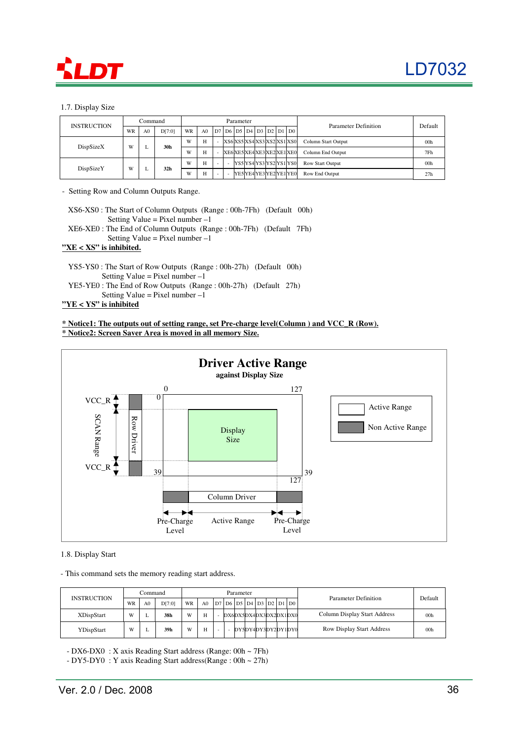### 1.7. Display Size

| INSTRUCTION | Command | | | Parameter | | | | | | | | | | Parameter Definition | Default |
|---|---|---|---|---|---|---|---|---|---|---|---|---|---|---|---|
| | WR | A0 | D[7:0] | WR | A0 | D7 | D6 | D5 | D4 | D3 | D2 | D1 | D0 | | |
| DispSizeX | W | L | 30h | W | H | - | XS6 | XS5 | XS4 | XS3 | XS2 | XS1 | XS0 | Column Start Output | 00h |
| | | | | W | H | - | XE6 | XE5 | XE4 | XE3 | XE2 | XE1 | XE0 | Column End Output | 7Fh |
| DispSizeY | W | L | 32h | W | H | - | - | YS5 | YS4 | YS3 | YS2 | YS1 | YS0 | Row Start Output | 00h |
| | | | | W | H | - | - | YE5 | YE4 | YE3 | YE2 | YE1 | YE0 | Row End Output | 27h |

- Setting Row and Column Outputs Range.

XS6-XS0 : The Start of Column Outputs (Range : 00h-7Fh) (Default 00h)
Setting Value = Pixel number –1
XE6-XE0 : The End of Column Outputs (Range : 00h-7Fh) (Default 7Fh)
Setting Value = Pixel number –1
**"XE < XS" is inhibited.**

YS5-YS0 : The Start of Row Outputs (Range : 00h-27h) (Default 00h)
Setting Value = Pixel number –1
YE5-YE0 : The End of Row Outputs (Range : 00h-27h) (Default 27h)
Setting Value = Pixel number –1
**"YE < YS" is inhibited**

**\* Notice1: The outputs out of setting range, set Pre-charge level(Column ) and VCC_R (Row).**
**\* Notice2: Screen Saver Area is moved in all memory Size.**

**Driver Active Range**
**against Display Size**

0 127
VCC_R 0
SCAN Range Row Driver Display Size
VCC_R 39 39
127
Column Driver
Pre-Charge Level Active Range Pre-Charge Level

Active Range
Non Active Range

### 1.8. Display Start

- This command sets the memory reading start address.

| INSTRUCTION | Command | | | Parameter | | | | | | | | | | Parameter Definition | Default |
|---|---|---|---|---|---|---|---|---|---|---|---|---|---|---|---|
| | WR | A0 | D[7:0] | WR | A0 | D7 | D6 | D5 | D4 | D3 | D2 | D1 | D0 | | |
| XDispStart | W | L | 38h | W | H | - | DX6 | DX5 | DX4 | DX3 | DX2 | DX1 | DX0 | Column Display Start Address | 00h |
| YDispStart | W | L | 39h | W | H | - | - | DY5 | DY4 | DY3 | DY2 | DY1 | DY0 | Row Display Start Address | 00h |

- DX6-DX0 : X axis Reading Start address (Range: 00h ~ 7Fh)
- DY5-DY0 : Y axis Reading Start address(Range : 00h ~ 27h)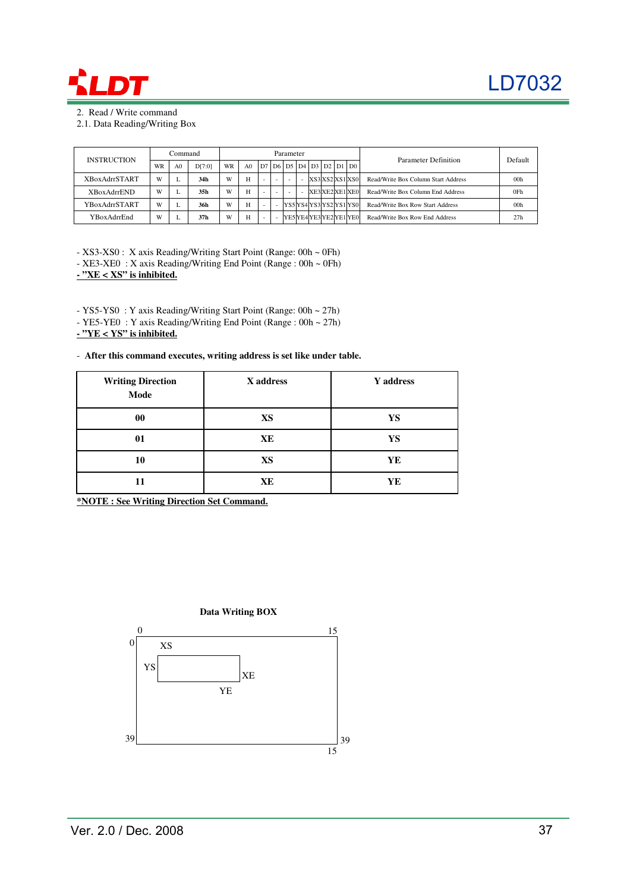2. Read / Write command

2.1. Data Reading/Writing Box

| INSTRUCTION | Command | | | Parameter | | | | | | | | | | Parameter Definition | Default |
|---|---|---|---|---|---|---|---|---|---|---|---|---|---|---|---|
| | WR | A0 | D[7:0] | WR | A0 | D7 | D6 | D5 | D4 | D3 | D2 | D1 | D0 | | |
| XBoxAdrrSTART | W | L | **34h** | W | H | - | - | - | - | XS3 | XS2 | XS1 | XS0 | Read/Write Box Column Start Address | 00h |
| XBoxAdrrEND | W | L | **35h** | W | H | - | - | - | - | XE3 | XE2 | XE1 | XE0 | Read/Write Box Column End Address | 0Fh |
| YBoxAdrrSTART | W | L | **36h** | W | H | - | - | YS5 | YS4 | YS3 | YS2 | YS1 | YS0 | Read/Write Box Row Start Address | 00h |
| YBoxAdrrEnd | W | L | **37h** | W | H | - | - | YE5 | YE4 | YE3 | YE2 | YE1 | YE0 | Read/Write Box Row End Address | 27h |

- XS3-XS0 : X axis Reading/Writing Start Point (Range: 00h ~ 0Fh)
- XE3-XE0 : X axis Reading/Writing End Point (Range : 00h ~ 0Fh)
- **<u>"XE < XS" is inhibited.</u>**

- YS5-YS0 : Y axis Reading/Writing Start Point (Range: 00h ~ 27h)
- YE5-YE0 : Y axis Reading/Writing End Point (Range : 00h ~ 27h)
- **<u>"YE < YS" is inhibited.</u>**

- **After this command executes, writing address is set like under table.**

| Writing Direction Mode | X address | Y address |
|---|---|---|
| **00** | **XS** | **YS** |
| **01** | **XE** | **YS** |
| **10** | **XS** | **YE** |
| **11** | **XE** | **YE** |

**<u>*NOTE : See Writing Direction Set Command.</u>**

**Data Writing BOX**

0 15
0 XS
YS XE
YE
39 39
15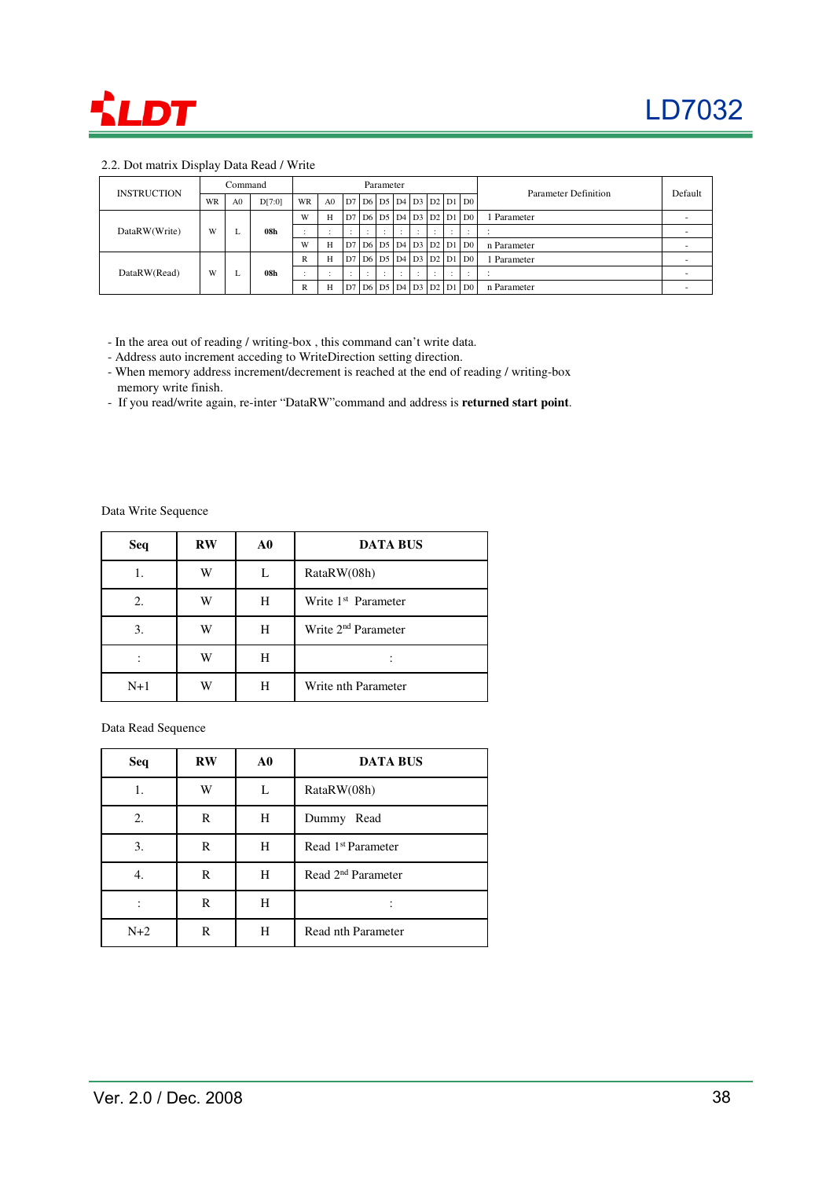## 2.2. Dot matrix Display Data Read / Write

| INSTRUCTION | Command | | | Parameter | | | | | | | | | | Parameter Definition | Default |
|---|---|---|---|---|---|---|---|---|---|---|---|---|---|---|---|
| | WR | A0 | D[7:0] | WR | A0 | D7 | D6 | D5 | D4 | D3 | D2 | D1 | D0 | | |
| DataRW(Write) | W | L | **08h** | W | H | D7 | D6 | D5 | D4 | D3 | D2 | D1 | D0 | 1 Parameter | - |
| | | | | : | : | : | : | : | : | : | : | : | : | : | - |
| | | | | W | H | D7 | D6 | D5 | D4 | D3 | D2 | D1 | D0 | n Parameter | - |
| DataRW(Read) | W | L | **08h** | R | H | D7 | D6 | D5 | D4 | D3 | D2 | D1 | D0 | 1 Parameter | - |
| | | | | : | : | : | : | : | : | : | : | : | : | : | - |
| | | | | R | H | D7 | D6 | D5 | D4 | D3 | D2 | D1 | D0 | n Parameter | - |

- In the area out of reading / writing-box , this command can't write data.
- Address auto increment acceding to WriteDirection setting direction.
- When memory address increment/decrement is reached at the end of reading / writing-box memory write finish.
- If you read/write again, re-inter "DataRW"command and address is **returned start point**.

Data Write Sequence

| Seq | RW | A0 | DATA BUS |
|---|---|---|---|
| 1. | W | L | RataRW(08h) |
| 2. | W | H | Write 1st Parameter |
| 3. | W | H | Write 2nd Parameter |
| : | W | H | : |
| N+1 | W | H | Write nth Parameter |

Data Read Sequence

| Seq | RW | A0 | DATA BUS |
|---|---|---|---|
| 1. | W | L | RataRW(08h) |
| 2. | R | H | Dummy Read |
| 3. | R | H | Read 1st Parameter |
| 4. | R | H | Read 2nd Parameter |
| : | R | H | : |
| N+2 | R | H | Read nth Parameter |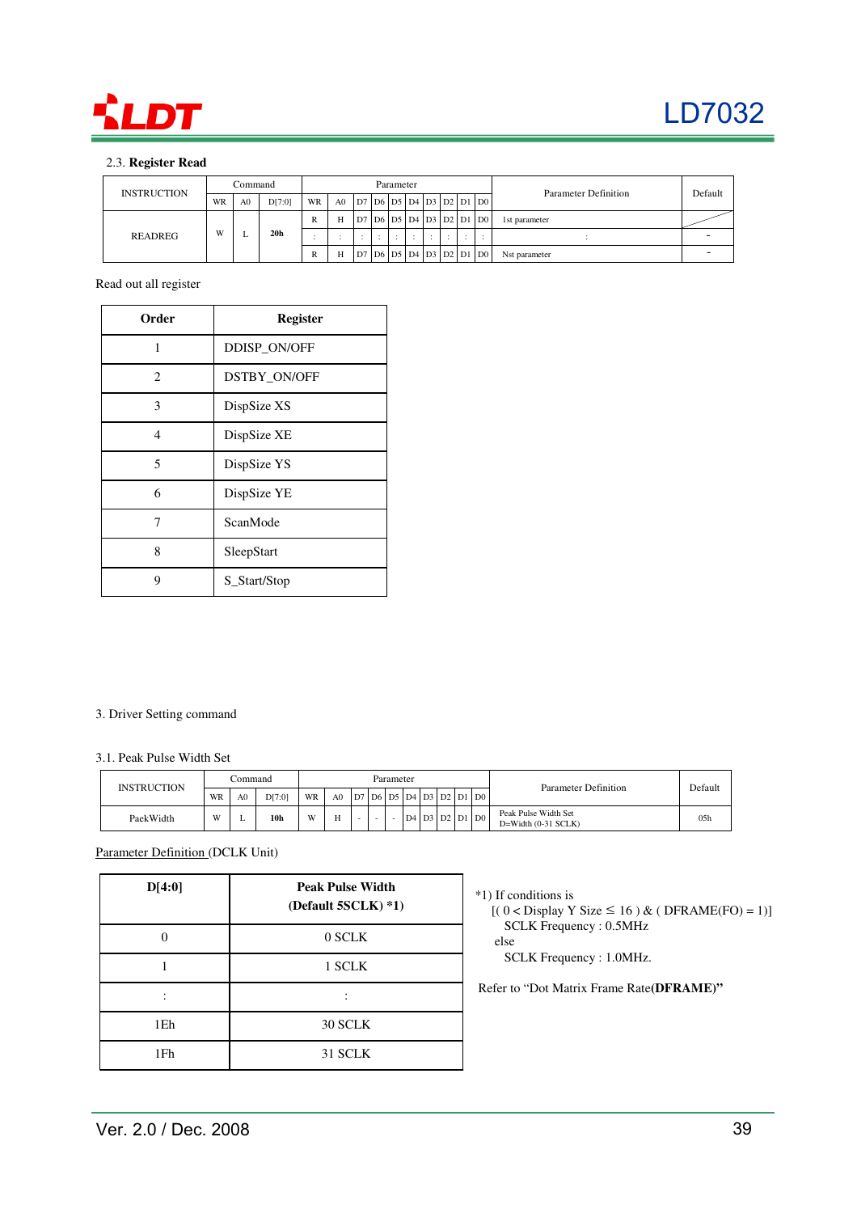### 2.3. **Register Read**

| INSTRUCTION | Command | | | Parameter | | | | | | | | | | Parameter Definition | Default |
|---|---|---|---|---|---|---|---|---|---|---|---|---|---|---|---|
| | WR | A0 | D[7:0] | WR | A0 | D7 | D6 | D5 | D4 | D3 | D2 | D1 | D0 | | |
| READREG | W | L | **20h** | R | H | D7 | D6 | D5 | D4 | D3 | D2 | D1 | D0 | 1st parameter | |
| | | | | : | : | : | : | : | : | : | : | : | : | : | - |
| | | | | R | H | D7 | D6 | D5 | D4 | D3 | D2 | D1 | D0 | Nst parameter | - |

Read out all register

| Order | Register |
|---|---|
| 1 | DDISP_ON/OFF |
| 2 | DSTBY_ON/OFF |
| 3 | DispSize XS |
| 4 | DispSize XE |
| 5 | DispSize YS |
| 6 | DispSize YE |
| 7 | ScanMode |
| 8 | SleepStart |
| 9 | S_Start/Stop |

## 3. Driver Setting command

### 3.1. Peak Pulse Width Set

| INSTRUCTION | Command | | | Parameter | | | | | | | | | | Parameter Definition | Default |
|---|---|---|---|---|---|---|---|---|---|---|---|---|---|---|---|
| | WR | A0 | D[7:0] | WR | A0 | D7 | D6 | D5 | D4 | D3 | D2 | D1 | D0 | | |
| PaekWidth | W | L | **10h** | W | H | - | - | - | D4 | D3 | D2 | D1 | D0 | Peak Pulse Width Set D=Width (0-31 SCLK) | 05h |

Parameter Definition (DCLK Unit)

| D[4:0] | Peak Pulse Width (Default 5SCLK) *1) |
|---|---|
| 0 | 0 SCLK |
| 1 | 1 SCLK |
| : | : |
| 1Eh | 30 SCLK |
| 1Fh | 31 SCLK |

*1) If conditions is
[( 0 < Display Y Size ≤ 16 ) & ( DFRAME(FO) = 1)]
SCLK Frequency : 0.5MHz
else
SCLK Frequency : 1.0MHz.

Refer to "Dot Matrix Frame Rate(**DFRAME**)"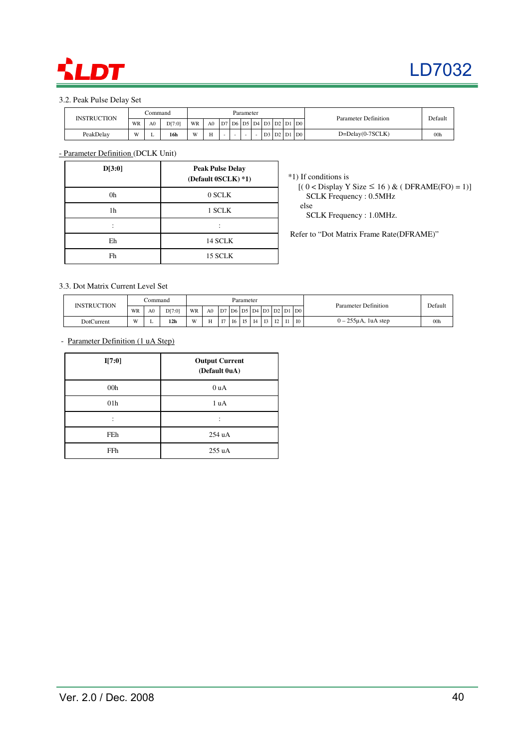### 3.2. Peak Pulse Delay Set

| INSTRUCTION | Command | | | Parameter | | | | | | | | | | Parameter Definition | Default |
|---|---|---|---|---|---|---|---|---|---|---|---|---|---|---|---|
| | WR | A0 | D[7:0] | WR | A0 | D7 | D6 | D5 | D4 | D3 | D2 | D1 | D0 | | |
| PeakDelay | W | L | **16h** | W | H | - | - | - | - | D3 | D2 | D1 | D0 | D=Delay(0-7SCLK) | 00h |

- Parameter Definition (DCLK Unit)

| D[3:0] | Peak Pulse Delay (Default 0SCLK) *1) |
|---|---|
| 0h | 0 SCLK |
| 1h | 1 SCLK |
| : | : |
| Eh | 14 SCLK |
| Fh | 15 SCLK |

*1) If conditions is
[( 0 < Display Y Size ≤ 16 ) & ( DFRAME(FO) = 1)]
SCLK Frequency : 0.5MHz
else
SCLK Frequency : 1.0MHz.

Refer to "Dot Matrix Frame Rate(DFRAME)"

### 3.3. Dot Matrix Current Level Set

| INSTRUCTION | Command | | | Parameter | | | | | | | | | | Parameter Definition | Default |
|---|---|---|---|---|---|---|---|---|---|---|---|---|---|---|---|
| | WR | A0 | D[7:0] | WR | A0 | D7 | D6 | D5 | D4 | D3 | D2 | D1 | D0 | | |
| DotCurrent | W | L | **12h** | W | H | I7 | I6 | I5 | I4 | I3 | I2 | I1 | I0 | 0 – 255μA, 1uA step | 00h |

- Parameter Definition (1 uA Step)

| I[7:0] | Output Current (Default 0uA) |
|---|---|
| 00h | 0 uA |
| 01h | 1 uA |
| : | : |
| FEh | 254 uA |
| FFh | 255 uA |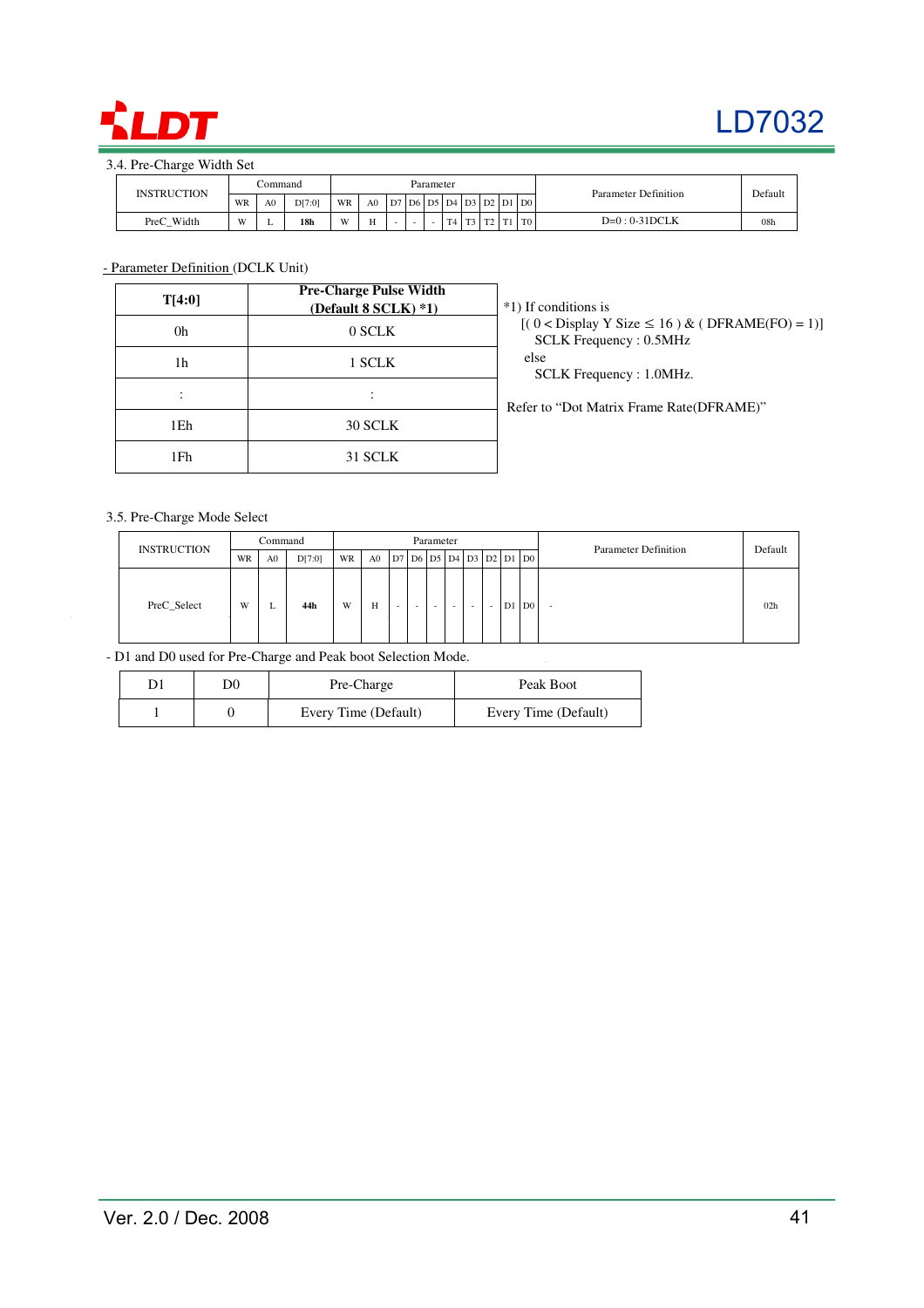### 3.4. Pre-Charge Width Set

| INSTRUCTION | Command | | | Parameter | | | | | | | | | | Parameter Definition | Default |
|---|---|---|---|---|---|---|---|---|---|---|---|---|---|---|---|
| | WR | A0 | D[7:0] | WR | A0 | D7 | D6 | D5 | D4 | D3 | D2 | D1 | D0 | | |
| PreC_Width | W | L | **18h** | W | H | - | - | - | T4 | T3 | T2 | T1 | T0 | D=0 : 0-31DCLK | 08h |

- Parameter Definition (DCLK Unit)

| T[4:0] | Pre-Charge Pulse Width (Default 8 SCLK) *1) |
|---|---|
| 0h | 0 SCLK |
| 1h | 1 SCLK |
| : | : |
| 1Eh | 30 SCLK |
| 1Fh | 31 SCLK |

*1) If conditions is
[( 0 < Display Y Size ≤ 16 ) & ( DFRAME(FO) = 1)]
SCLK Frequency : 0.5MHz
else
SCLK Frequency : 1.0MHz.

Refer to "Dot Matrix Frame Rate(DFRAME)"

### 3.5. Pre-Charge Mode Select

| INSTRUCTION | Command | | | Parameter | | | | | | | | | | Parameter Definition | Default |
|---|---|---|---|---|---|---|---|---|---|---|---|---|---|---|---|
| | WR | A0 | D[7:0] | WR | A0 | D7 | D6 | D5 | D4 | D3 | D2 | D1 | D0 | | |
| PreC_Select | W | L | **44h** | W | H | - | - | - | - | - | - | D1 | D0 | - | 02h |

- D1 and D0 used for Pre-Charge and Peak boot Selection Mode.

| D1 | D0 | Pre-Charge | Peak Boot |
|---|---|---|---|
| 1 | 0 | Every Time (Default) | Every Time (Default) |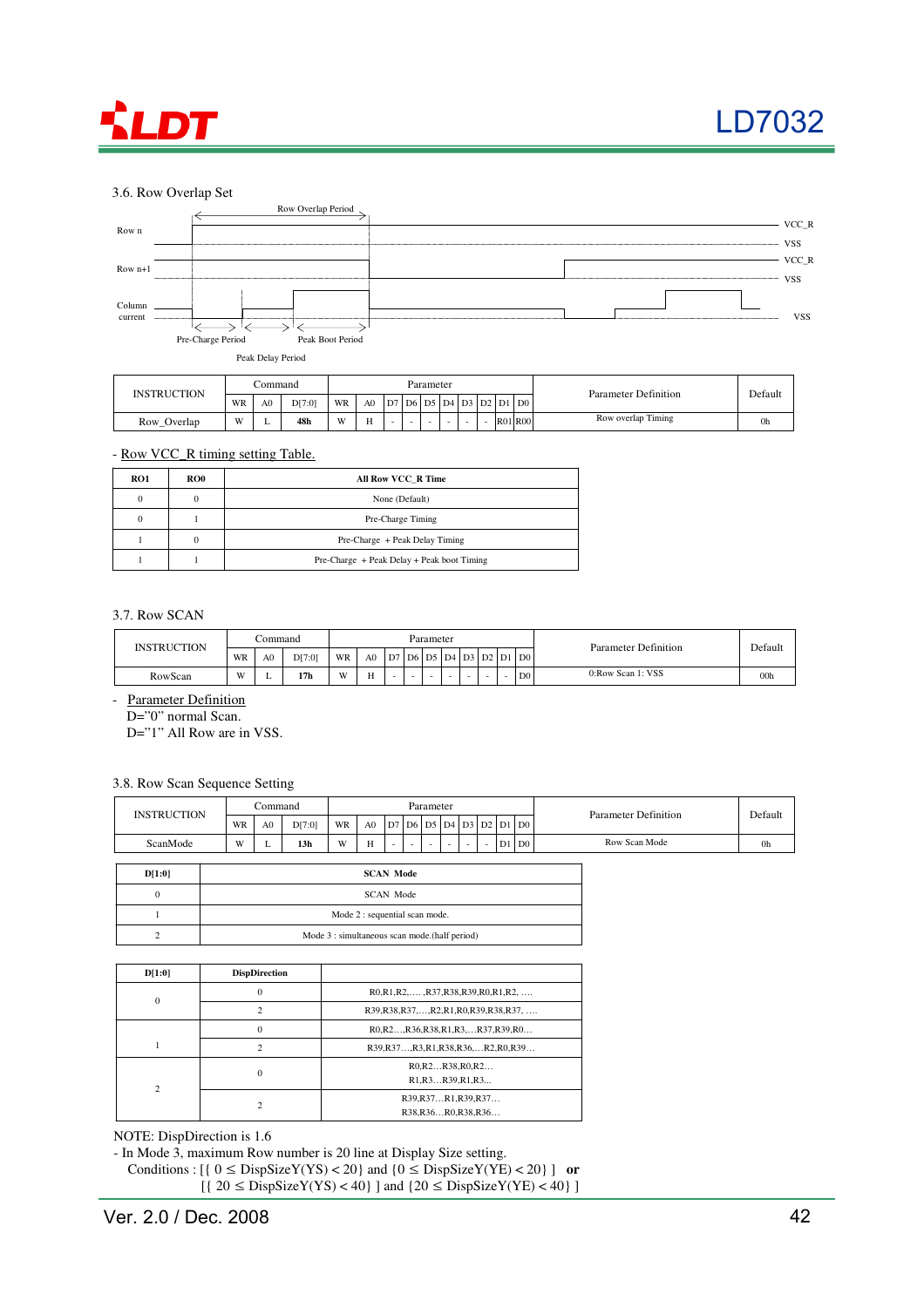### 3.6. Row Overlap Set

Row Overlap Period

Row n — VCC_R / VSS

Row n+1 — VCC_R / VSS

Column current — VSS

Pre-Charge Period  Peak Boot Period

Peak Delay Period

| INSTRUCTION | Command | | | Parameter | | | | | | | | | | Parameter Definition | Default |
|---|---|---|---|---|---|---|---|---|---|---|---|---|---|---|---|
| | WR | A0 | D[7:0] | WR | A0 | D7 | D6 | D5 | D4 | D3 | D2 | D1 | D0 | | |
| Row_Overlap | W | L | **48h** | W | H | - | - | - | - | - | - | R01 | R00 | Row overlap Timing | 0h |

- Row VCC_R timing setting Table.

| RO1 | RO0 | All Row VCC_R Time |
|---|---|---|
| 0 | 0 | None (Default) |
| 0 | 1 | Pre-Charge Timing |
| 1 | 0 | Pre-Charge + Peak Delay Timing |
| 1 | 1 | Pre-Charge + Peak Delay + Peak boot Timing |

### 3.7. Row SCAN

| INSTRUCTION | Command | | | Parameter | | | | | | | | | | Parameter Definition | Default |
|---|---|---|---|---|---|---|---|---|---|---|---|---|---|---|---|
| | WR | A0 | D[7:0] | WR | A0 | D7 | D6 | D5 | D4 | D3 | D2 | D1 | D0 | | |
| RowScan | W | L | **17h** | W | H | - | - | - | - | - | - | - | D0 | 0:Row Scan 1: VSS | 00h |

- Parameter Definition
  D="0" normal Scan.
  D="1" All Row are in VSS.

### 3.8. Row Scan Sequence Setting

| INSTRUCTION | Command | | | Parameter | | | | | | | | | | Parameter Definition | Default |
|---|---|---|---|---|---|---|---|---|---|---|---|---|---|---|---|
| | WR | A0 | D[7:0] | WR | A0 | D7 | D6 | D5 | D4 | D3 | D2 | D1 | D0 | | |
| ScanMode | W | L | **13h** | W | H | - | - | - | - | - | - | D1 | D0 | Row Scan Mode | 0h |

| D[1:0] | SCAN Mode |
|---|---|
| 0 | SCAN Mode |
| 1 | Mode 2 : sequential scan mode. |
| 2 | Mode 3 : simultaneous scan mode.(half period) |

| D[1:0] | DispDirection | |
|---|---|---|
| 0 | 0 | R0,R1,R2,…. ,R37,R38,R39,R0,R1,R2, …. |
| | 2 | R39,R38,R37,….,R2,R1,R0,R39,R38,R37, …. |
| 1 | 0 | R0,R2…,R36,R38,R1,R3,…R37,R39,R0… |
| | 2 | R39,R37…,R3,R1,R38,R36,…R2,R0,R39… |
| 2 | 0 | R0,R2…R38,R0,R2…<br>R1,R3…R39,R1,R3… |
| | 2 | R39,R37…R1,R39,R37…<br>R38,R36…R0,R38,R36… |

NOTE: DispDirection is 1.6

- In Mode 3, maximum Row number is 20 line at Display Size setting.
  Conditions : [{ $0 \le$ DispSizeY(YS) $< 20$} and {$0 \le$ DispSizeY(YE) $< 20$} ] **or**
  [{ $20 \le$ DispSizeY(YS) $< 40$} ] and {$20 \le$ DispSizeY(YE) $< 40$} ]

Ver. 2.0 / Dec. 2008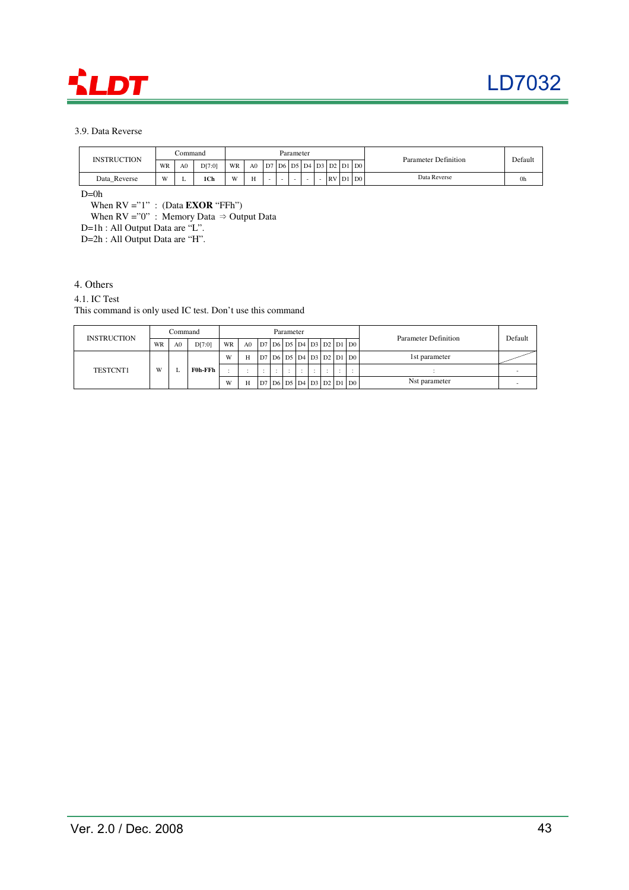3.9. Data Reverse

| INSTRUCTION | Command | | | Parameter | | | | | | | | | | Parameter Definition | Default |
|---|---|---|---|---|---|---|---|---|---|---|---|---|---|---|---|
| | WR | A0 | D[7:0] | WR | A0 | D7 | D6 | D5 | D4 | D3 | D2 | D1 | D0 | | |
| Data_Reverse | W | L | **1Ch** | W | H | - | - | - | - | - | RV | D1 | D0 | Data Reverse | 0h |

D=0h

When RV ="1" : (Data **EXOR** "FFh")

When RV ="0" : Memory Data ⇒ Output Data

D=1h : All Output Data are "L".

D=2h : All Output Data are "H".

# 4. Others

## 4.1. IC Test

This command is only used IC test. Don't use this command

| INSTRUCTION | Command | | | Parameter | | | | | | | | | | Parameter Definition | Default |
|---|---|---|---|---|---|---|---|---|---|---|---|---|---|---|---|
| | WR | A0 | D[7:0] | WR | A0 | D7 | D6 | D5 | D4 | D3 | D2 | D1 | D0 | | |
| TESTCNT1 | W | L | **F0h-FFh** | W | H | D7 | D6 | D5 | D4 | D3 | D2 | D1 | D0 | 1st parameter | |
| | | | | : | : | : | : | : | : | : | : | : | : | : | - |
| | | | | W | H | D7 | D6 | D5 | D4 | D3 | D2 | D1 | D0 | Nst parameter | - |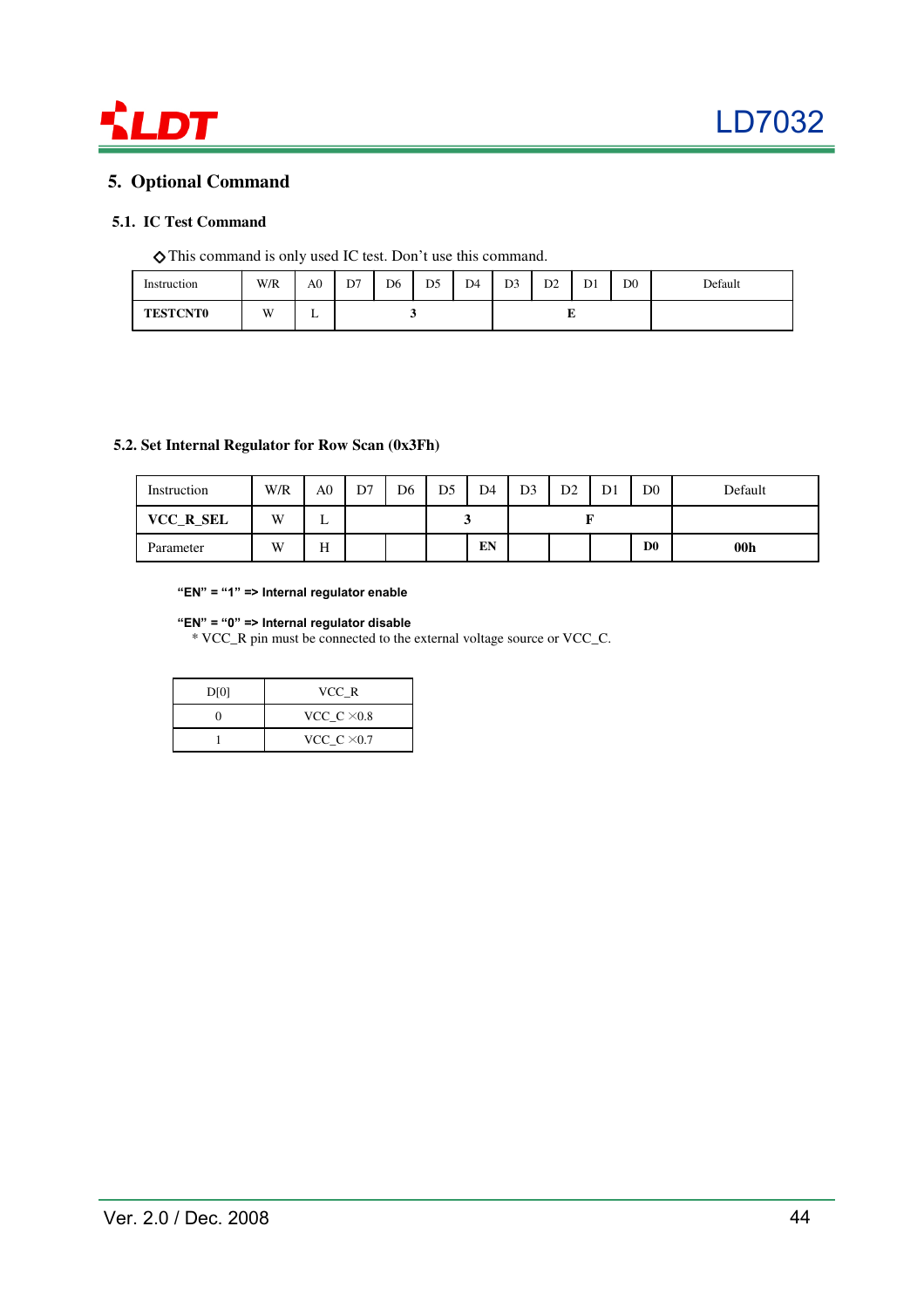## 5. Optional Command

### 5.1. IC Test Command

◇This command is only used IC test. Don't use this command.

| Instruction | W/R | A0 | D7 | D6 | D5 | D4 | D3 | D2 | D1 | D0 | Default |
|---|---|---|---|---|---|---|---|---|---|---|---|
| **TESTCNT0** | W | L | | **3** | | | | **E** | | | |

### 5.2. Set Internal Regulator for Row Scan (0x3Fh)

| Instruction | W/R | A0 | D7 | D6 | D5 | D4 | D3 | D2 | D1 | D0 | Default |
|---|---|---|---|---|---|---|---|---|---|---|---|
| **VCC_R_SEL** | W | L | | | **3** | | | **F** | | | |
| Parameter | W | H | | | | **EN** | | | | **D0** | **00h** |

**"EN" = "1" => Internal regulator enable**

**"EN" = "0" => Internal regulator disable**

\* VCC_R pin must be connected to the external voltage source or VCC_C.

| D[0] | VCC_R |
|---|---|
| 0 | VCC_C ×0.8 |
| 1 | VCC_C ×0.7 |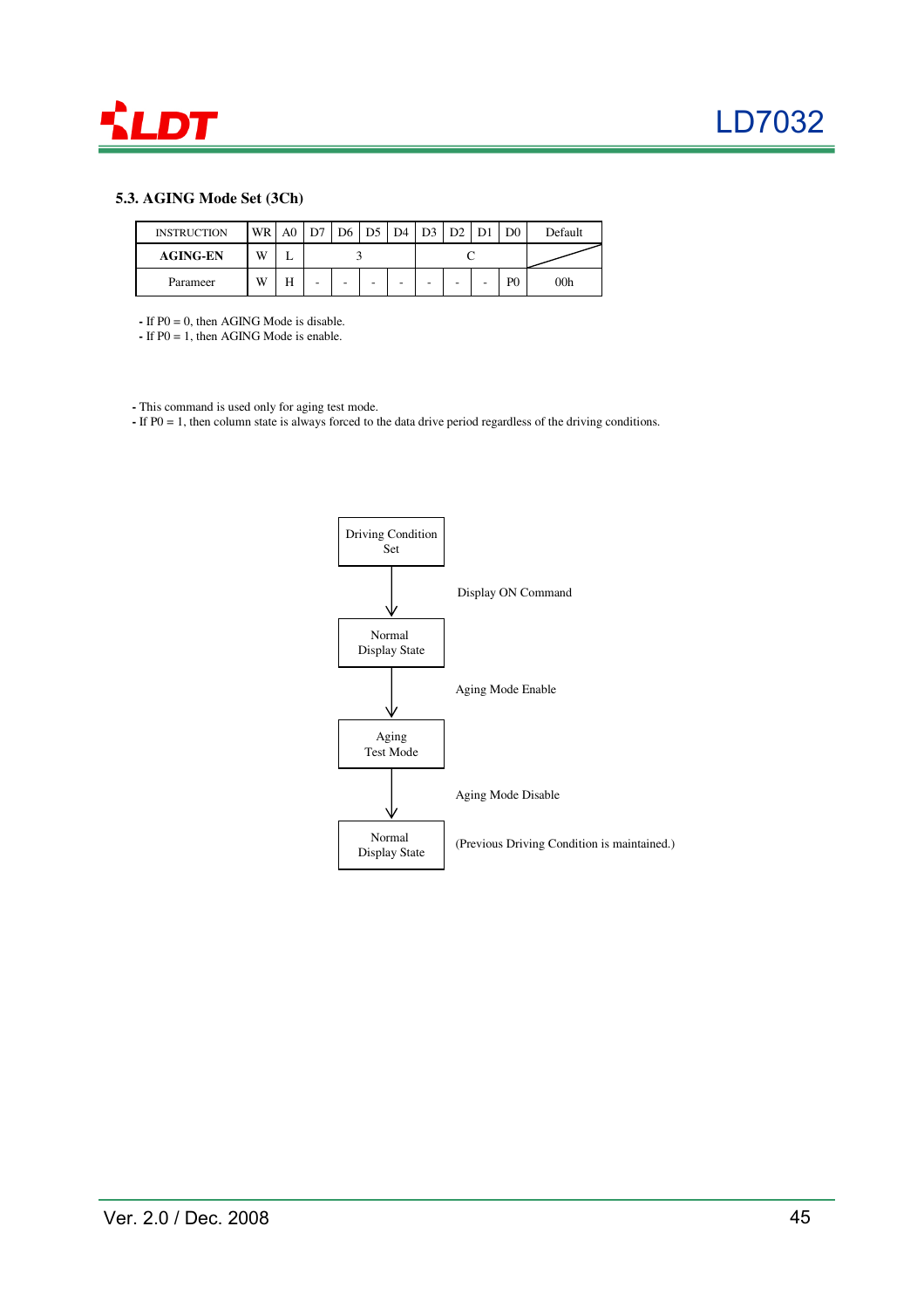### 5.3. AGING Mode Set (3Ch)

| INSTRUCTION | WR | A0 | D7 | D6 | D5 | D4 | D3 | D2 | D1 | D0 | Default |
|---|---|---|---|---|---|---|---|---|---|---|---|
| **AGING-EN** | W | L | 3 | | | | C | | | | |
| Parameer | W | H | - | - | - | - | - | - | - | P0 | 00h |

- If P0 = 0, then AGING Mode is disable.
- If P0 = 1, then AGING Mode is enable.

- This command is used only for aging test mode.
- If P0 = 1, then column state is always forced to the data drive period regardless of the driving conditions.

Driving Condition Set

↓ Display ON Command

Normal Display State

↓ Aging Mode Enable

Aging Test Mode

↓ Aging Mode Disable

Normal Display State (Previous Driving Condition is maintained.)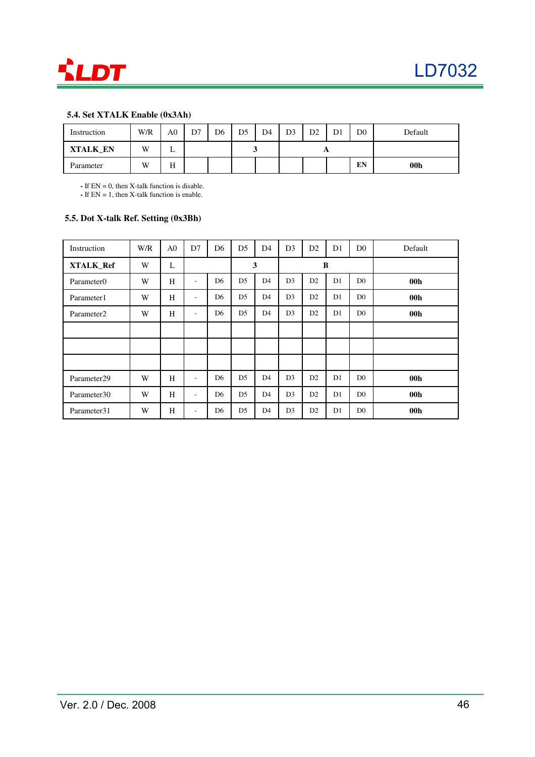### 5.4. Set XTALK Enable (0x3Ah)

| Instruction | W/R | A0 | D7 | D6 | D5 | D4 | D3 | D2 | D1 | D0 | Default |
|---|---|---|---|---|---|---|---|---|---|---|---|
| **XTALK_EN** | W | L | | | 3 | | A | | | | |
| Parameter | W | H | | | | | | | | **EN** | **00h** |

- If EN = 0, then X-talk function is disable.
- If EN = 1, then X-talk function is enable.

### 5.5. Dot X-talk Ref. Setting (0x3Bh)

| Instruction | W/R | A0 | D7 | D6 | D5 | D4 | D3 | D2 | D1 | D0 | Default |
|---|---|---|---|---|---|---|---|---|---|---|---|
| **XTALK_Ref** | W | L | | | 3 | | B | | | | |
| Parameter0 | W | H | - | D6 | D5 | D4 | D3 | D2 | D1 | D0 | **00h** |
| Parameter1 | W | H | - | D6 | D5 | D4 | D3 | D2 | D1 | D0 | **00h** |
| Parameter2 | W | H | - | D6 | D5 | D4 | D3 | D2 | D1 | D0 | **00h** |
| | | | | | | | | | | | |
| | | | | | | | | | | | |
| | | | | | | | | | | | |
| Parameter29 | W | H | - | D6 | D5 | D4 | D3 | D2 | D1 | D0 | **00h** |
| Parameter30 | W | H | - | D6 | D5 | D4 | D3 | D2 | D1 | D0 | **00h** |
| Parameter31 | W | H | - | D6 | D5 | D4 | D3 | D2 | D1 | D0 | **00h** |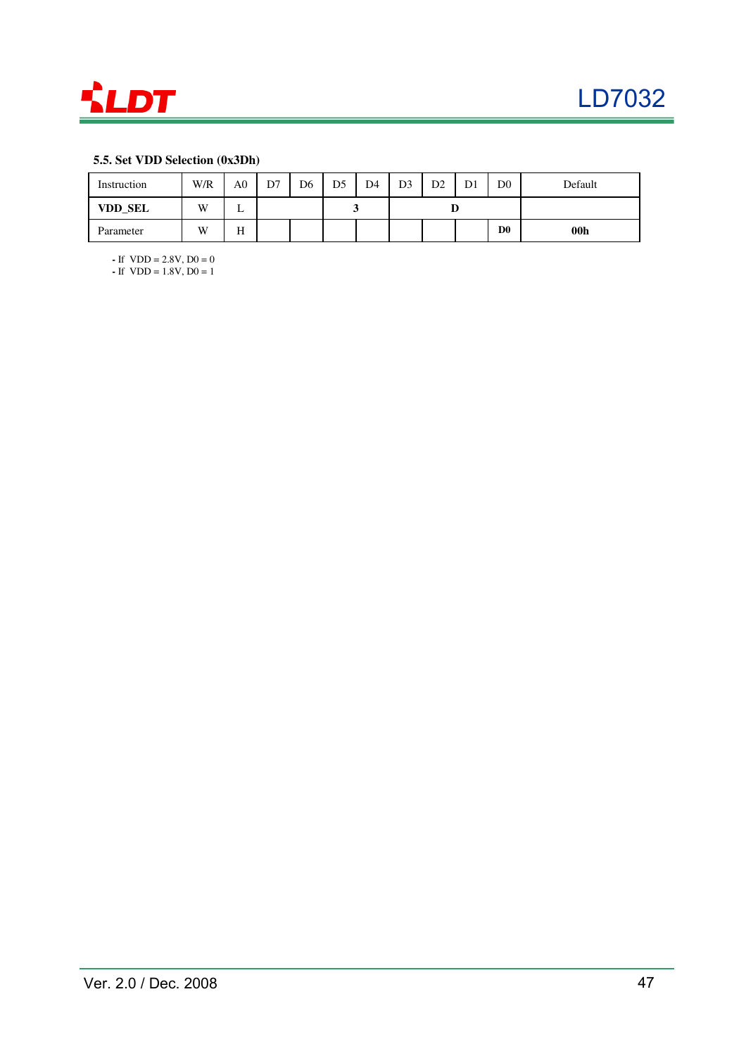### 5.5. Set VDD Selection (0x3Dh)

| Instruction | W/R | A0 | D7 | D6 | D5 | D4 | D3 | D2 | D1 | D0 | Default |
|---|---|---|---|---|---|---|---|---|---|---|---|
| **VDD_SEL** | W | L | | | **3** | | | **D** | | | |
| Parameter | W | H | | | | | | | | **D0** | **00h** |

- If VDD = 2.8V, D0 = 0
- If VDD = 1.8V, D0 = 1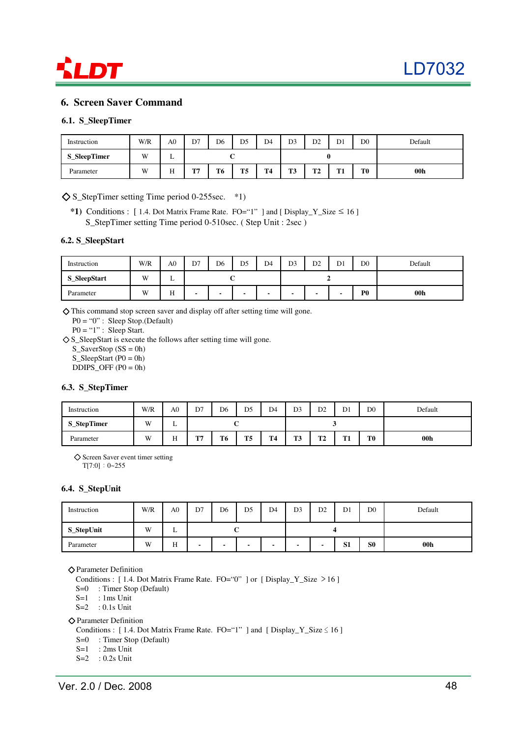## 6. Screen Saver Command

### 6.1. S_SleepTimer

| Instruction | W/R | A0 | D7 | D6 | D5 | D4 | D3 | D2 | D1 | D0 | Default |
|---|---|---|---|---|---|---|---|---|---|---|---|
| **S_SleepTimer** | W | L | | **C** | | | | **0** | | | |
| Parameter | W | H | **T7** | **T6** | **T5** | **T4** | **T3** | **T2** | **T1** | **T0** | **00h** |

◇ S_StepTimer setting Time period 0-255sec.  *1)

**\*1)** Conditions : [ 1.4. Dot Matrix Frame Rate. FO="1" ] and [ Display_Y_Size ≤ 16 ]
S_StepTimer setting Time period 0-510sec. ( Step Unit : 2sec )

### 6.2. S_SleepStart

| Instruction | W/R | A0 | D7 | D6 | D5 | D4 | D3 | D2 | D1 | D0 | Default |
|---|---|---|---|---|---|---|---|---|---|---|---|
| **S_SleepStart** | W | L | | **C** | | | | **2** | | | |
| Parameter | W | H | - | - | - | - | - | - | - | **P0** | **00h** |

◇ This command stop screen saver and display off after setting time will gone.
P0 = "0" : Sleep Stop.(Default)
P0 = "1" : Sleep Start.

◇ S_SleepStart is execute the follows after setting time will gone.
S_SaverStop (SS = 0h)
S_SleepStart (P0 = 0h)
DDIPS_OFF (P0 = 0h)

### 6.3. S_StepTimer

| Instruction | W/R | A0 | D7 | D6 | D5 | D4 | D3 | D2 | D1 | D0 | Default |
|---|---|---|---|---|---|---|---|---|---|---|---|
| **S_StepTimer** | W | L | | **C** | | | | **3** | | | |
| Parameter | W | H | **T7** | **T6** | **T5** | **T4** | **T3** | **T2** | **T1** | **T0** | **00h** |

◇ Screen Saver event timer setting
T[7:0] : 0~255

### 6.4. S_StepUnit

| Instruction | W/R | A0 | D7 | D6 | D5 | D4 | D3 | D2 | D1 | D0 | Default |
|---|---|---|---|---|---|---|---|---|---|---|---|
| **S_StepUnit** | W | L | | **C** | | | | **4** | | | |
| Parameter | W | H | - | - | - | - | - | - | **S1** | **S0** | **00h** |

◇ Parameter Definition
Conditions : [ 1.4. Dot Matrix Frame Rate. FO="0" ] or [ Display_Y_Size > 16 ]
S=0 : Timer Stop (Default)
S=1 : 1ms Unit
S=2 : 0.1s Unit

◇ Parameter Definition
Conditions : [ 1.4. Dot Matrix Frame Rate. FO="1" ] and [ Display_Y_Size ≤ 16 ]
S=0 : Timer Stop (Default)
S=1 : 2ms Unit
S=2 : 0.2s Unit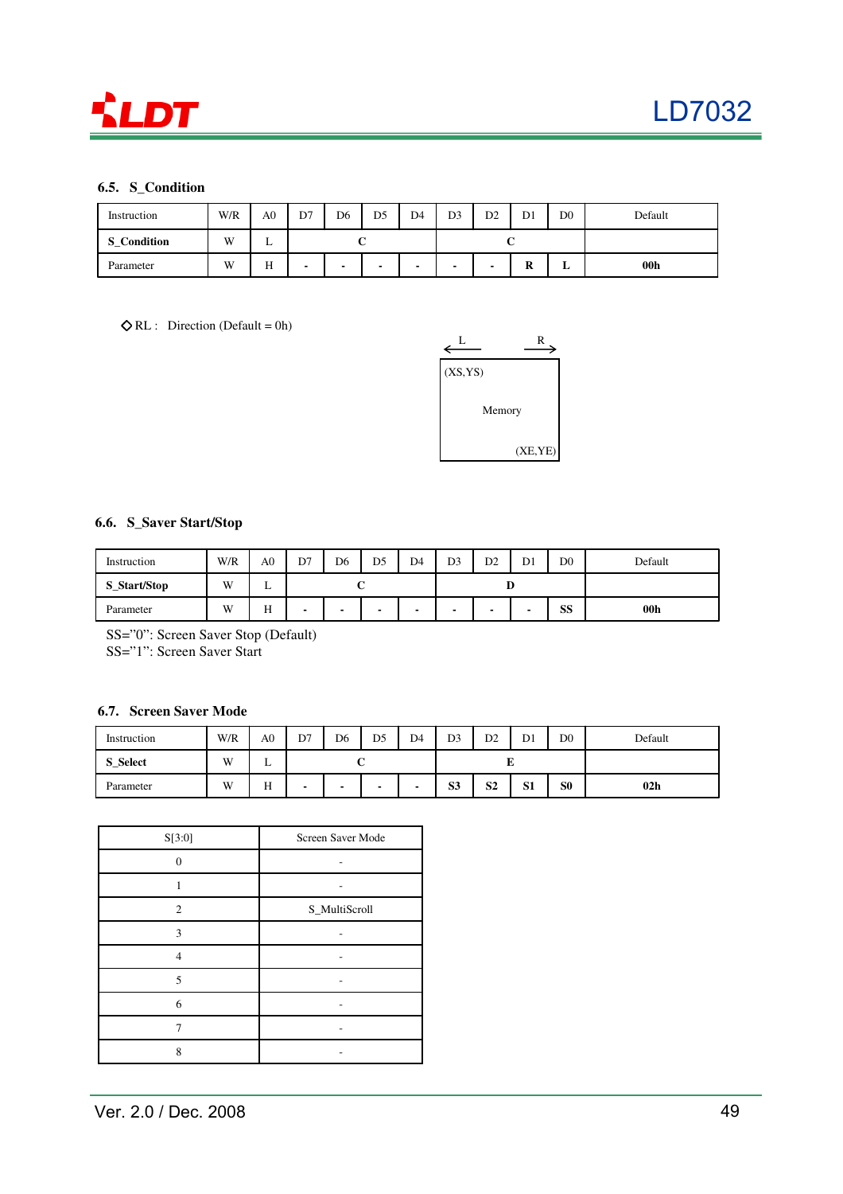### 6.5. S_Condition

| Instruction | W/R | A0 | D7 | D6 | D5 | D4 | D3 | D2 | D1 | D0 | Default |
|---|---|---|---|---|---|---|---|---|---|---|---|
| **S_Condition** | W | L | | **C** | | | | **C** | | | |
| Parameter | W | H | **-** | **-** | **-** | **-** | **-** | **-** | **R** | **L** | **00h** |

◇RL : Direction (Default = 0h)

L ← → R

(XS,YS)

Memory

(XE,YE)

### 6.6. S_Saver Start/Stop

| Instruction | W/R | A0 | D7 | D6 | D5 | D4 | D3 | D2 | D1 | D0 | Default |
|---|---|---|---|---|---|---|---|---|---|---|---|
| **S_Start/Stop** | W | L | | **C** | | | | **D** | | | |
| Parameter | W | H | **-** | **-** | **-** | **-** | **-** | **-** | **-** | **SS** | **00h** |

SS="0": Screen Saver Stop (Default)
SS="1": Screen Saver Start

### 6.7. Screen Saver Mode

| Instruction | W/R | A0 | D7 | D6 | D5 | D4 | D3 | D2 | D1 | D0 | Default |
|---|---|---|---|---|---|---|---|---|---|---|---|
| **S_Select** | W | L | | **C** | | | | **E** | | | |
| Parameter | W | H | **-** | **-** | **-** | **-** | **S3** | **S2** | **S1** | **S0** | **02h** |

| S[3:0] | Screen Saver Mode |
|---|---|
| 0 | - |
| 1 | - |
| 2 | S_MultiScroll |
| 3 | - |
| 4 | - |
| 5 | - |
| 6 | - |
| 7 | - |
| 8 | - |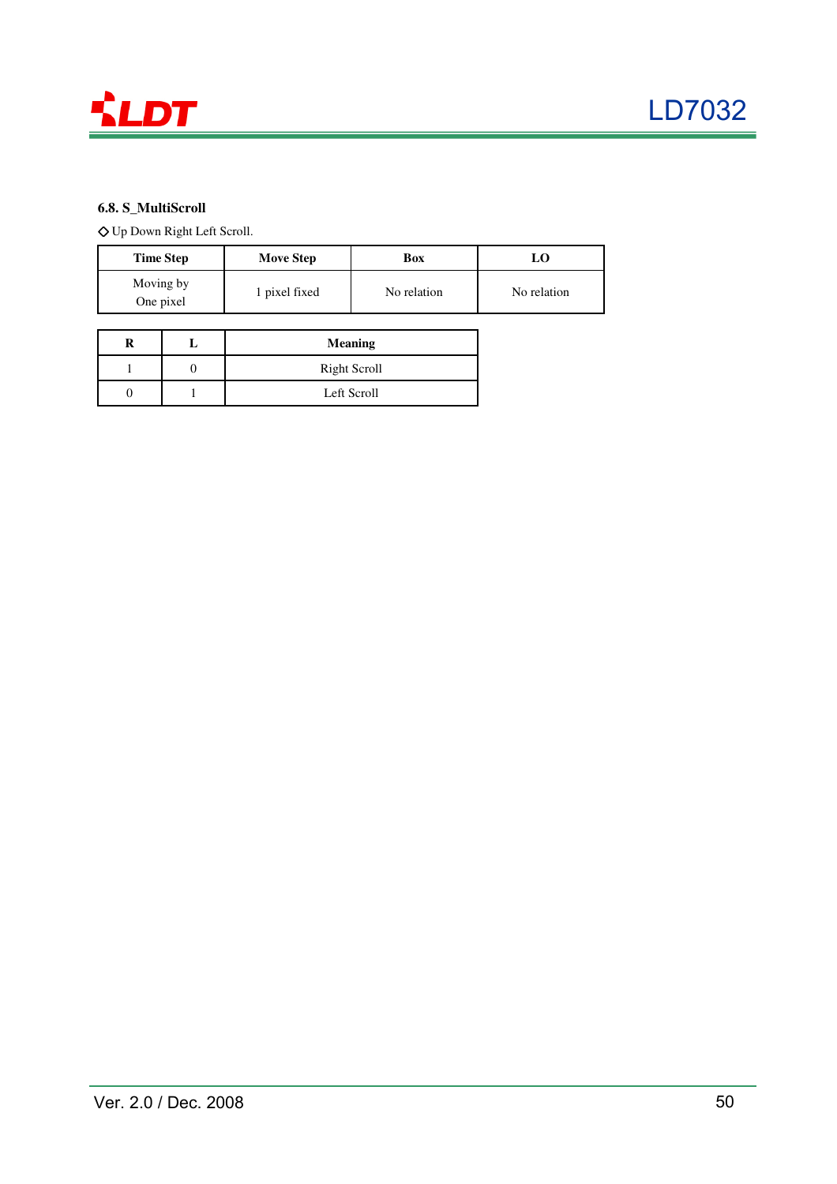### 6.8. S_MultiScroll

◇ Up Down Right Left Scroll.

| Time Step | Move Step | Box | LO |
|---|---|---|---|
| Moving by One pixel | 1 pixel fixed | No relation | No relation |

| R | L | Meaning |
|---|---|---|
| 1 | 0 | Right Scroll |
| 0 | 1 | Left Scroll |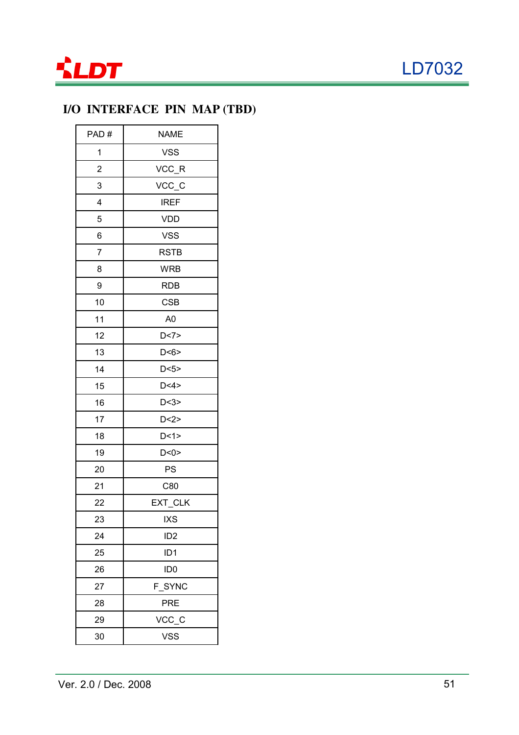## I/O INTERFACE PIN MAP (TBD)

| PAD # | NAME |
| --- | --- |
| 1 | VSS |
| 2 | VCC_R |
| 3 | VCC_C |
| 4 | IREF |
| 5 | VDD |
| 6 | VSS |
| 7 | RSTB |
| 8 | WRB |
| 9 | RDB |
| 10 | CSB |
| 11 | A0 |
| 12 | D<7> |
| 13 | D<6> |
| 14 | D<5> |
| 15 | D<4> |
| 16 | D<3> |
| 17 | D<2> |
| 18 | D<1> |
| 19 | D<0> |
| 20 | PS |
| 21 | C80 |
| 22 | EXT_CLK |
| 23 | IXS |
| 24 | ID2 |
| 25 | ID1 |
| 26 | ID0 |
| 27 | F_SYNC |
| 28 | PRE |
| 29 | VCC_C |
| 30 | VSS |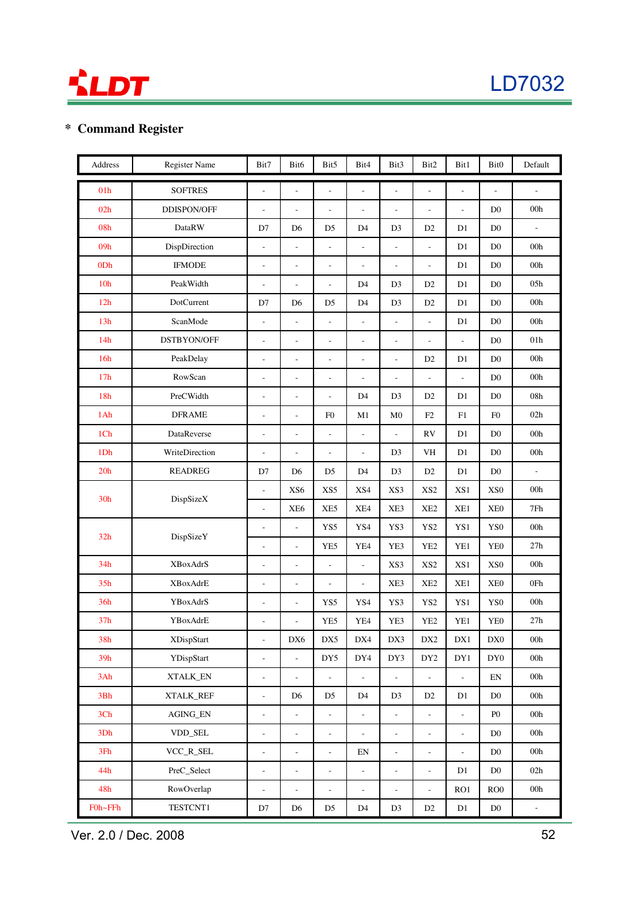## * Command Register

| Address | Register Name | Bit7 | Bit6 | Bit5 | Bit4 | Bit3 | Bit2 | Bit1 | Bit0 | Default |
|---|---|---|---|---|---|---|---|---|---|---|
| 01h | SOFTRES | - | - | - | - | - | - | - | - | - |
| 02h | DDISPON/OFF | - | - | - | - | - | - | - | D0 | 00h |
| 08h | DataRW | D7 | D6 | D5 | D4 | D3 | D2 | D1 | D0 | - |
| 09h | DispDirection | - | - | - | - | - | - | D1 | D0 | 00h |
| 0Dh | IFMODE | - | - | - | - | - | - | D1 | D0 | 00h |
| 10h | PeakWidth | - | - | - | D4 | D3 | D2 | D1 | D0 | 05h |
| 12h | DotCurrent | D7 | D6 | D5 | D4 | D3 | D2 | D1 | D0 | 00h |
| 13h | ScanMode | - | - | - | - | - | - | D1 | D0 | 00h |
| 14h | DSTBYON/OFF | - | - | - | - | - | - | - | D0 | 01h |
| 16h | PeakDelay | - | - | - | - | - | D2 | D1 | D0 | 00h |
| 17h | RowScan | - | - | - | - | - | - | - | D0 | 00h |
| 18h | PreCWidth | - | - | - | D4 | D3 | D2 | D1 | D0 | 08h |
| 1Ah | DFRAME | - | - | F0 | M1 | M0 | F2 | F1 | F0 | 02h |
| 1Ch | DataReverse | - | - | - | - | - | RV | D1 | D0 | 00h |
| 1Dh | WriteDirection | - | - | - | - | D3 | VH | D1 | D0 | 00h |
| 20h | READREG | D7 | D6 | D5 | D4 | D3 | D2 | D1 | D0 | - |
| 30h | DispSizeX | - | XS6 | XS5 | XS4 | XS3 | XS2 | XS1 | XS0 | 00h |
| | | - | XE6 | XE5 | XE4 | XE3 | XE2 | XE1 | XE0 | 7Fh |
| 32h | DispSizeY | - | - | YS5 | YS4 | YS3 | YS2 | YS1 | YS0 | 00h |
| | | - | - | YE5 | YE4 | YE3 | YE2 | YE1 | YE0 | 27h |
| 34h | XBoxAdrS | - | - | - | - | XS3 | XS2 | XS1 | XS0 | 00h |
| 35h | XBoxAdrE | - | - | - | - | XE3 | XE2 | XE1 | XE0 | 0Fh |
| 36h | YBoxAdrS | - | - | YS5 | YS4 | YS3 | YS2 | YS1 | YS0 | 00h |
| 37h | YBoxAdrE | - | - | YE5 | YE4 | YE3 | YE2 | YE1 | YE0 | 27h |
| 38h | XDispStart | - | DX6 | DX5 | DX4 | DX3 | DX2 | DX1 | DX0 | 00h |
| 39h | YDispStart | - | - | DY5 | DY4 | DY3 | DY2 | DY1 | DY0 | 00h |
| 3Ah | XTALK_EN | - | - | - | - | - | - | - | EN | 00h |
| 3Bh | XTALK_REF | - | D6 | D5 | D4 | D3 | D2 | D1 | D0 | 00h |
| 3Ch | AGING_EN | - | - | - | - | - | - | - | P0 | 00h |
| 3Dh | VDD_SEL | - | - | - | - | - | - | - | D0 | 00h |
| 3Fh | VCC_R_SEL | - | - | - | EN | - | - | - | D0 | 00h |
| 44h | PreC_Select | - | - | - | - | - | - | D1 | D0 | 02h |
| 48h | RowOverlap | - | - | - | - | - | - | RO1 | RO0 | 00h |
| F0h~FFh | TESTCNT1 | D7 | D6 | D5 | D4 | D3 | D2 | D1 | D0 | - |

Ver. 2.0 / Dec. 2008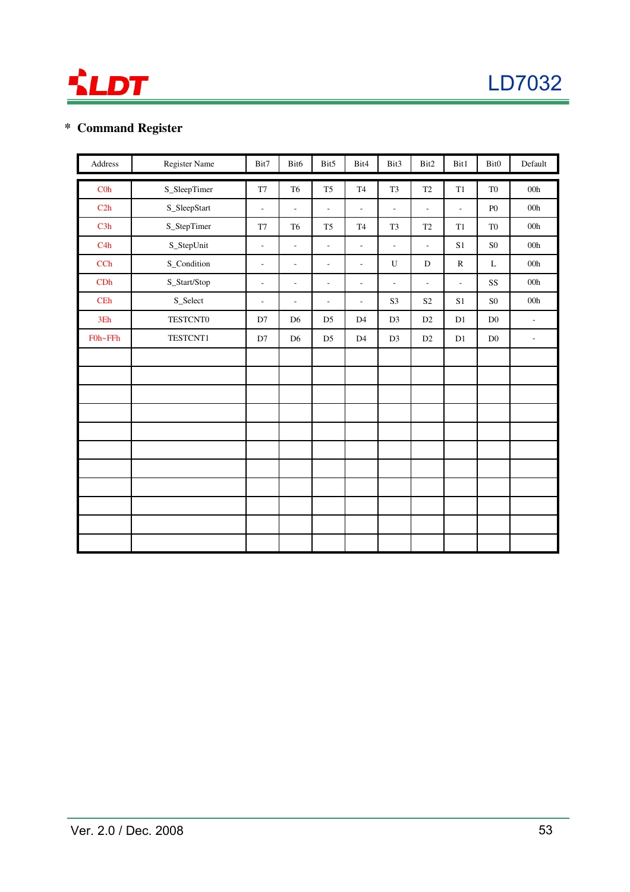## * Command Register

| Address | Register Name | Bit7 | Bit6 | Bit5 | Bit4 | Bit3 | Bit2 | Bit1 | Bit0 | Default |
|---|---|---|---|---|---|---|---|---|---|---|
| C0h | S_SleepTimer | T7 | T6 | T5 | T4 | T3 | T2 | T1 | T0 | 00h |
| C2h | S_SleepStart | - | - | - | - | - | - | - | P0 | 00h |
| C3h | S_StepTimer | T7 | T6 | T5 | T4 | T3 | T2 | T1 | T0 | 00h |
| C4h | S_StepUnit | - | - | - | - | - | - | S1 | S0 | 00h |
| CCh | S_Condition | - | - | - | - | U | D | R | L | 00h |
| CDh | S_Start/Stop | - | - | - | - | - | - | - | SS | 00h |
| CEh | S_Select | - | - | - | - | S3 | S2 | S1 | S0 | 00h |
| 3Eh | TESTCNT0 | D7 | D6 | D5 | D4 | D3 | D2 | D1 | D0 | - |
| F0h~FFh | TESTCNT1 | D7 | D6 | D5 | D4 | D3 | D2 | D1 | D0 | - |
| | | | | | | | | | | |
| | | | | | | | | | | |
| | | | | | | | | | | |
| | | | | | | | | | | |
| | | | | | | | | | | |
| | | | | | | | | | | |
| | | | | | | | | | | |
| | | | | | | | | | | |
| | | | | | | | | | | |
| | | | | | | | | | | |
| | | | | | | | | | | |